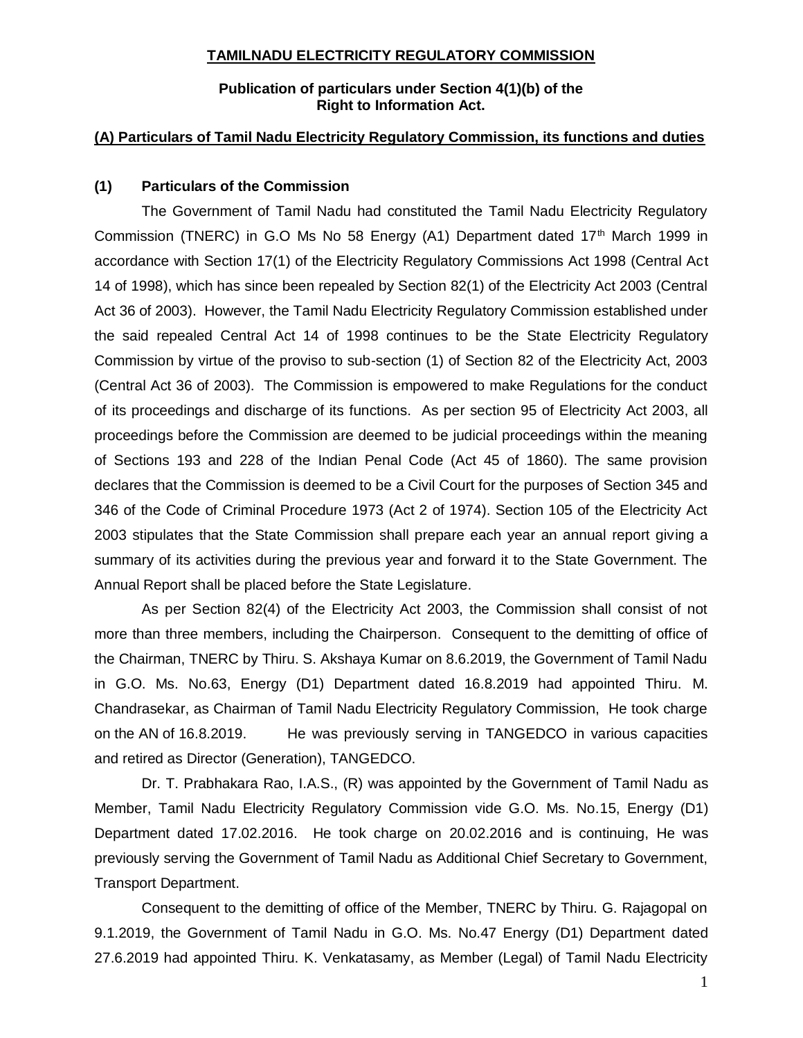**TAMILNADU ELECTRICITY REGULATORY COMMISSION**

**Publication of particulars under Section 4(1)(b) of the Right to Information Act.**

**(A) Particulars of Tamil Nadu Electricity Regulatory Commission, its functions and duties**

**(1) Particulars of the Commission**

The Government of Tamil Nadu had constituted the Tamil Nadu Electricity Regulatory Commission (TNERC) in G.O Ms No 58 Energy (A1) Department dated 17th March 1999 in accordance with Section 17(1) of the Electricity Regulatory Commissions Act 1998 (Central Act 14 of 1998), which has since been repealed by Section 82(1) of the Electricity Act 2003 (Central Act 36 of 2003). However, the Tamil Nadu Electricity Regulatory Commission established under the said repealed Central Act 14 of 1998 continues to be the State Electricity Regulatory Commission by virtue of the proviso to sub-section (1) of Section 82 of the Electricity Act, 2003 (Central Act 36 of 2003). The Commission is empowered to make Regulations for the conduct of its proceedings and discharge of its functions. As per section 95 of Electricity Act 2003, all proceedings before the Commission are deemed to be judicial proceedings within the meaning of Sections 193 and 228 of the Indian Penal Code (Act 45 of 1860). The same provision declares that the Commission is deemed to be a Civil Court for the purposes of Section 345 and 346 of the Code of Criminal Procedure 1973 (Act 2 of 1974). Section 105 of the Electricity Act 2003 stipulates that the State Commission shall prepare each year an annual report giving a summary of its activities during the previous year and forward it to the State Government. The Annual Report shall be placed before the State Legislature.

As per Section 82(4) of the Electricity Act 2003, the Commission shall consist of not more than three members, including the Chairperson. Consequent to the demitting of office of the Chairman, TNERC by Thiru. S. Akshaya Kumar on 8.6.2019, the Government of Tamil Nadu in G.O. Ms. No.63, Energy (D1) Department dated 16.8.2019 had appointed Thiru. M. Chandrasekar, as Chairman of Tamil Nadu Electricity Regulatory Commission, He took charge on the AN of 16.8.2019. He was previously serving in TANGEDCO in various capacities and retired as Director (Generation), TANGEDCO.

Dr. T. Prabhakara Rao, I.A.S., (R) was appointed by the Government of Tamil Nadu as Member, Tamil Nadu Electricity Regulatory Commission vide G.O. Ms. No.15, Energy (D1) Department dated 17.02.2016. He took charge on 20.02.2016 and is continuing, He was previously serving the Government of Tamil Nadu as Additional Chief Secretary to Government, Transport Department.

Consequent to the demitting of office of the Member, TNERC by Thiru. G. Rajagopal on 9.1.2019, the Government of Tamil Nadu in G.O. Ms. No.47 Energy (D1) Department dated 27.6.2019 had appointed Thiru. K. Venkatasamy, as Member (Legal) of Tamil Nadu Electricity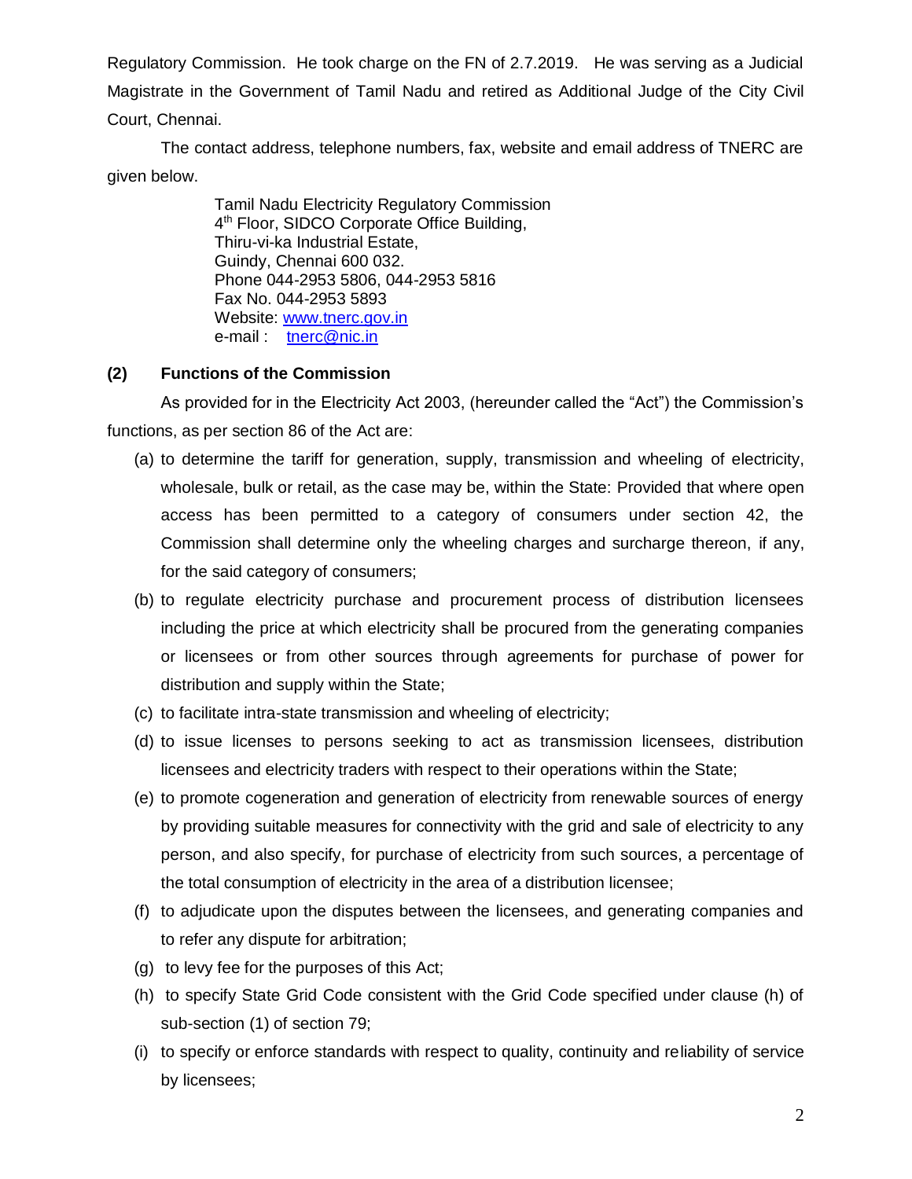Regulatory Commission. He took charge on the FN of 2.7.2019. He was serving as a Judicial Magistrate in the Government of Tamil Nadu and retired as Additional Judge of the City Civil Court, Chennai.

The contact address, telephone numbers, fax, website and email address of TNERC are given below.

> Tamil Nadu Electricity Regulatory Commission
> 4th Floor, SIDCO Corporate Office Building,
> Thiru-vi-ka Industrial Estate,
> Guindy, Chennai 600 032.
> Phone 044-2953 5806, 044-2953 5816
> Fax No. 044-2953 5893
> Website: www.tnerc.gov.in
> e-mail : tnerc@nic.in

**(2) Functions of the Commission**

As provided for in the Electricity Act 2003, (hereunder called the "Act") the Commission's functions, as per section 86 of the Act are:

(a) to determine the tariff for generation, supply, transmission and wheeling of electricity, wholesale, bulk or retail, as the case may be, within the State: Provided that where open access has been permitted to a category of consumers under section 42, the Commission shall determine only the wheeling charges and surcharge thereon, if any, for the said category of consumers;

(b) to regulate electricity purchase and procurement process of distribution licensees including the price at which electricity shall be procured from the generating companies or licensees or from other sources through agreements for purchase of power for distribution and supply within the State;

(c) to facilitate intra-state transmission and wheeling of electricity;

(d) to issue licenses to persons seeking to act as transmission licensees, distribution licensees and electricity traders with respect to their operations within the State;

(e) to promote cogeneration and generation of electricity from renewable sources of energy by providing suitable measures for connectivity with the grid and sale of electricity to any person, and also specify, for purchase of electricity from such sources, a percentage of the total consumption of electricity in the area of a distribution licensee;

(f) to adjudicate upon the disputes between the licensees, and generating companies and to refer any dispute for arbitration;

(g) to levy fee for the purposes of this Act;

(h) to specify State Grid Code consistent with the Grid Code specified under clause (h) of sub-section (1) of section 79;

(i) to specify or enforce standards with respect to quality, continuity and reliability of service by licensees;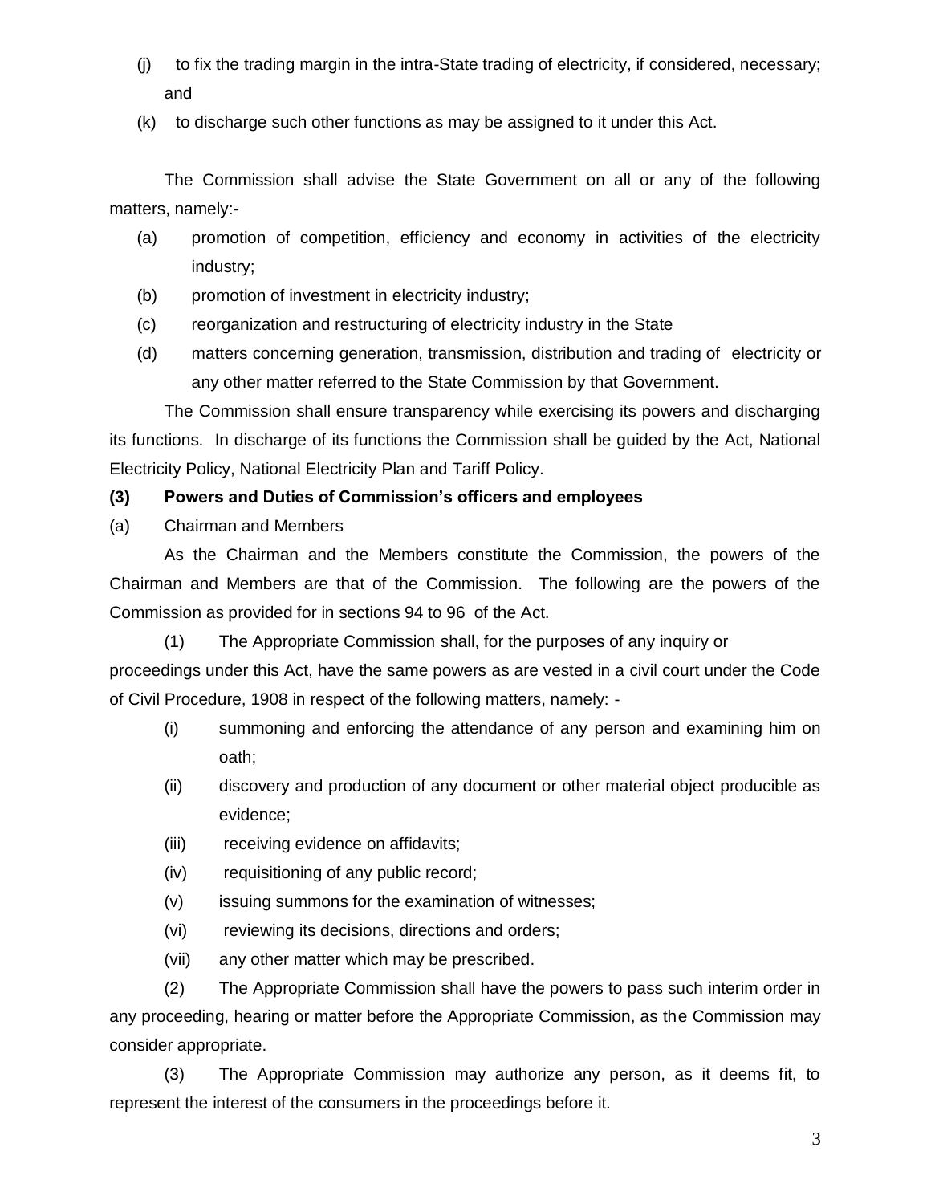(j) to fix the trading margin in the intra-State trading of electricity, if considered, necessary; and

(k) to discharge such other functions as may be assigned to it under this Act.

The Commission shall advise the State Government on all or any of the following matters, namely:-

(a) promotion of competition, efficiency and economy in activities of the electricity industry;

(b) promotion of investment in electricity industry;

(c) reorganization and restructuring of electricity industry in the State

(d) matters concerning generation, transmission, distribution and trading of electricity or any other matter referred to the State Commission by that Government.

The Commission shall ensure transparency while exercising its powers and discharging its functions. In discharge of its functions the Commission shall be guided by the Act, National Electricity Policy, National Electricity Plan and Tariff Policy.

**(3) Powers and Duties of Commission's officers and employees**

(a) Chairman and Members

As the Chairman and the Members constitute the Commission, the powers of the Chairman and Members are that of the Commission. The following are the powers of the Commission as provided for in sections 94 to 96 of the Act.

(1) The Appropriate Commission shall, for the purposes of any inquiry or proceedings under this Act, have the same powers as are vested in a civil court under the Code of Civil Procedure, 1908 in respect of the following matters, namely: -

(i) summoning and enforcing the attendance of any person and examining him on oath;

(ii) discovery and production of any document or other material object producible as evidence;

(iii) receiving evidence on affidavits;

(iv) requisitioning of any public record;

(v) issuing summons for the examination of witnesses;

(vi) reviewing its decisions, directions and orders;

(vii) any other matter which may be prescribed.

(2) The Appropriate Commission shall have the powers to pass such interim order in any proceeding, hearing or matter before the Appropriate Commission, as the Commission may consider appropriate.

(3) The Appropriate Commission may authorize any person, as it deems fit, to represent the interest of the consumers in the proceedings before it.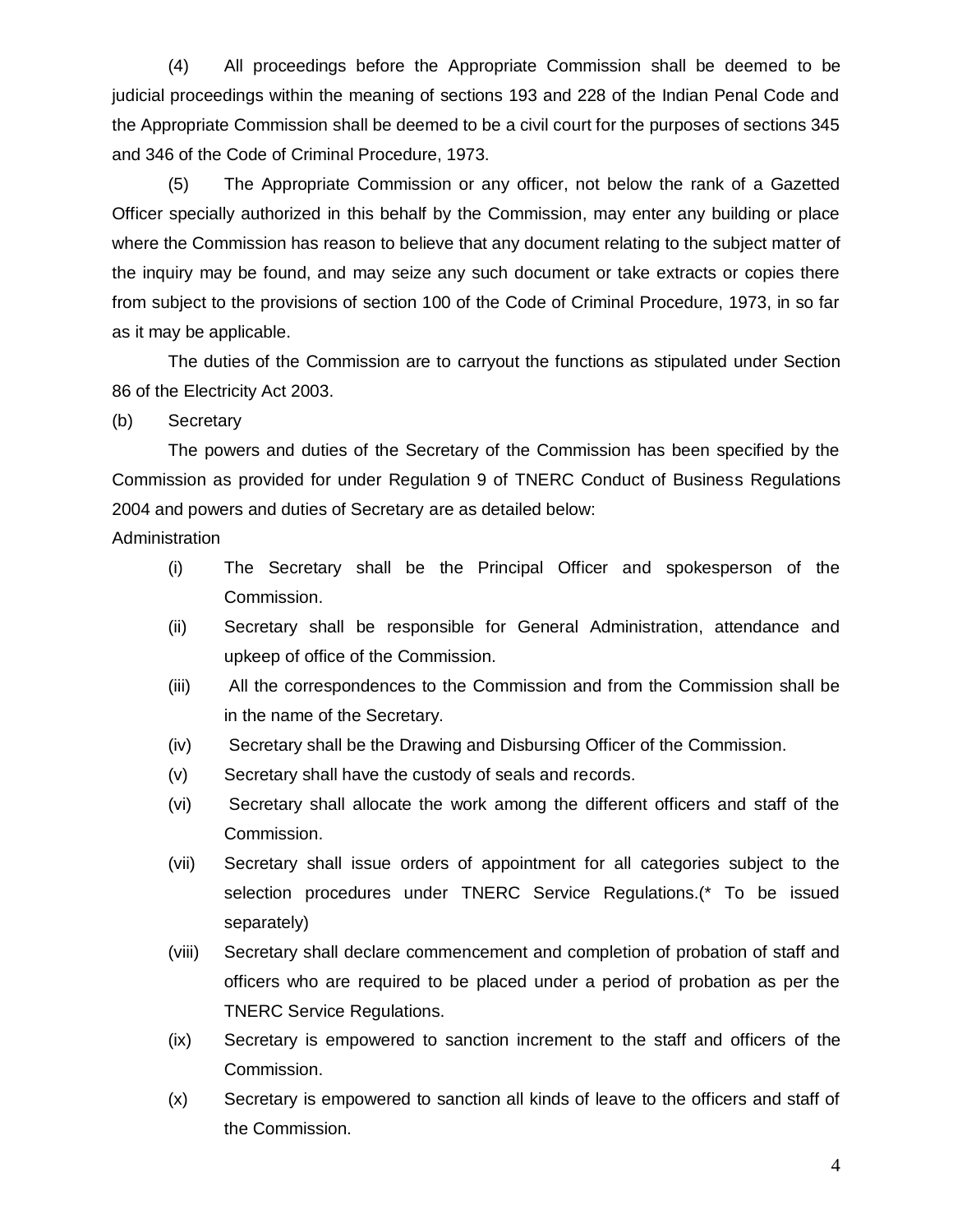(4) All proceedings before the Appropriate Commission shall be deemed to be judicial proceedings within the meaning of sections 193 and 228 of the Indian Penal Code and the Appropriate Commission shall be deemed to be a civil court for the purposes of sections 345 and 346 of the Code of Criminal Procedure, 1973.

(5) The Appropriate Commission or any officer, not below the rank of a Gazetted Officer specially authorized in this behalf by the Commission, may enter any building or place where the Commission has reason to believe that any document relating to the subject matter of the inquiry may be found, and may seize any such document or take extracts or copies there from subject to the provisions of section 100 of the Code of Criminal Procedure, 1973, in so far as it may be applicable.

The duties of the Commission are to carryout the functions as stipulated under Section 86 of the Electricity Act 2003.

(b) Secretary

The powers and duties of the Secretary of the Commission has been specified by the Commission as provided for under Regulation 9 of TNERC Conduct of Business Regulations 2004 and powers and duties of Secretary are as detailed below:

Administration

(i) The Secretary shall be the Principal Officer and spokesperson of the Commission.

(ii) Secretary shall be responsible for General Administration, attendance and upkeep of office of the Commission.

(iii) All the correspondences to the Commission and from the Commission shall be in the name of the Secretary.

(iv) Secretary shall be the Drawing and Disbursing Officer of the Commission.

(v) Secretary shall have the custody of seals and records.

(vi) Secretary shall allocate the work among the different officers and staff of the Commission.

(vii) Secretary shall issue orders of appointment for all categories subject to the selection procedures under TNERC Service Regulations.(* To be issued separately)

(viii) Secretary shall declare commencement and completion of probation of staff and officers who are required to be placed under a period of probation as per the TNERC Service Regulations.

(ix) Secretary is empowered to sanction increment to the staff and officers of the Commission.

(x) Secretary is empowered to sanction all kinds of leave to the officers and staff of the Commission.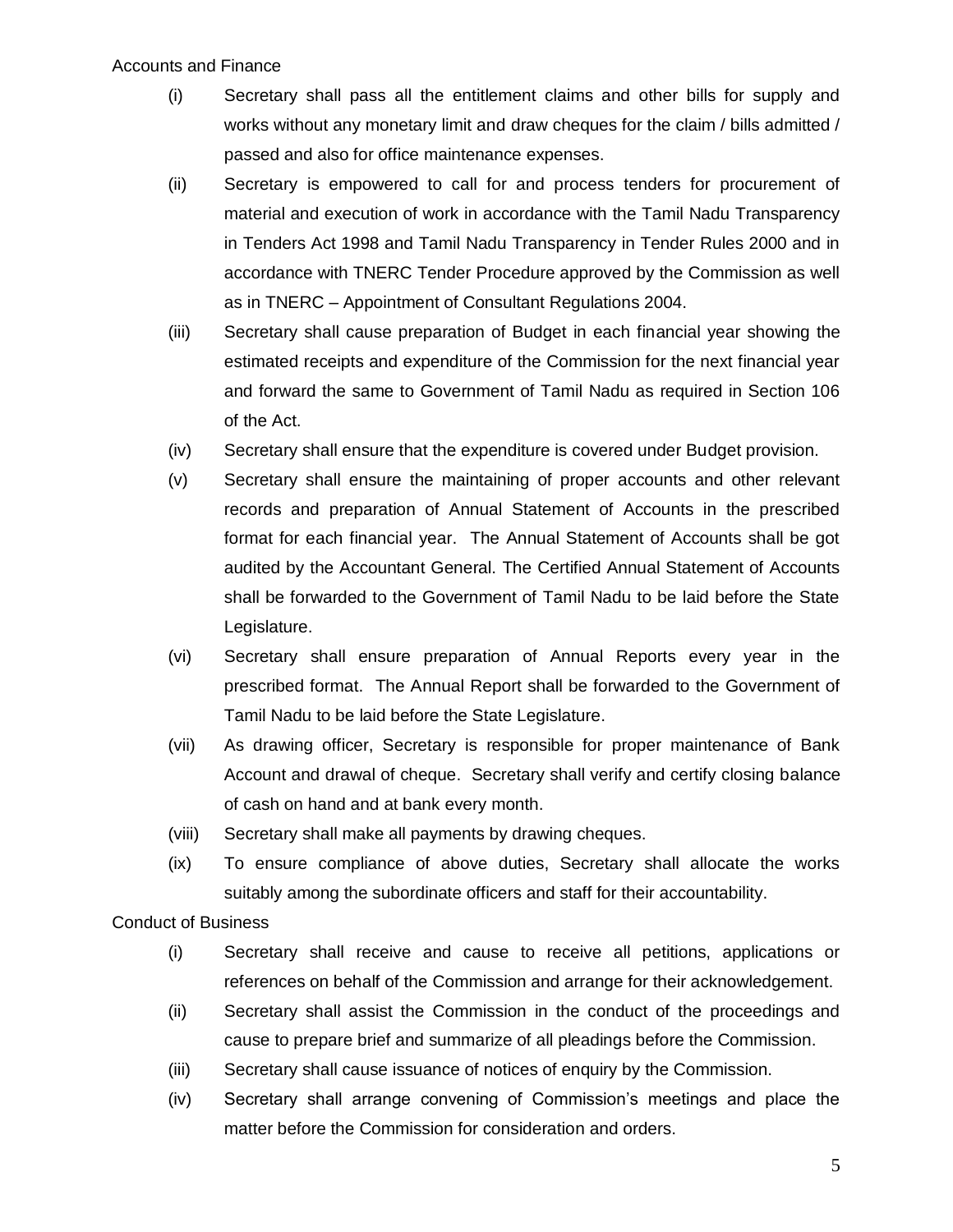Accounts and Finance

(i) Secretary shall pass all the entitlement claims and other bills for supply and works without any monetary limit and draw cheques for the claim / bills admitted / passed and also for office maintenance expenses.

(ii) Secretary is empowered to call for and process tenders for procurement of material and execution of work in accordance with the Tamil Nadu Transparency in Tenders Act 1998 and Tamil Nadu Transparency in Tender Rules 2000 and in accordance with TNERC Tender Procedure approved by the Commission as well as in TNERC – Appointment of Consultant Regulations 2004.

(iii) Secretary shall cause preparation of Budget in each financial year showing the estimated receipts and expenditure of the Commission for the next financial year and forward the same to Government of Tamil Nadu as required in Section 106 of the Act.

(iv) Secretary shall ensure that the expenditure is covered under Budget provision.

(v) Secretary shall ensure the maintaining of proper accounts and other relevant records and preparation of Annual Statement of Accounts in the prescribed format for each financial year. The Annual Statement of Accounts shall be got audited by the Accountant General. The Certified Annual Statement of Accounts shall be forwarded to the Government of Tamil Nadu to be laid before the State Legislature.

(vi) Secretary shall ensure preparation of Annual Reports every year in the prescribed format. The Annual Report shall be forwarded to the Government of Tamil Nadu to be laid before the State Legislature.

(vii) As drawing officer, Secretary is responsible for proper maintenance of Bank Account and drawal of cheque. Secretary shall verify and certify closing balance of cash on hand and at bank every month.

(viii) Secretary shall make all payments by drawing cheques.

(ix) To ensure compliance of above duties, Secretary shall allocate the works suitably among the subordinate officers and staff for their accountability.

Conduct of Business

(i) Secretary shall receive and cause to receive all petitions, applications or references on behalf of the Commission and arrange for their acknowledgement.

(ii) Secretary shall assist the Commission in the conduct of the proceedings and cause to prepare brief and summarize of all pleadings before the Commission.

(iii) Secretary shall cause issuance of notices of enquiry by the Commission.

(iv) Secretary shall arrange convening of Commission's meetings and place the matter before the Commission for consideration and orders.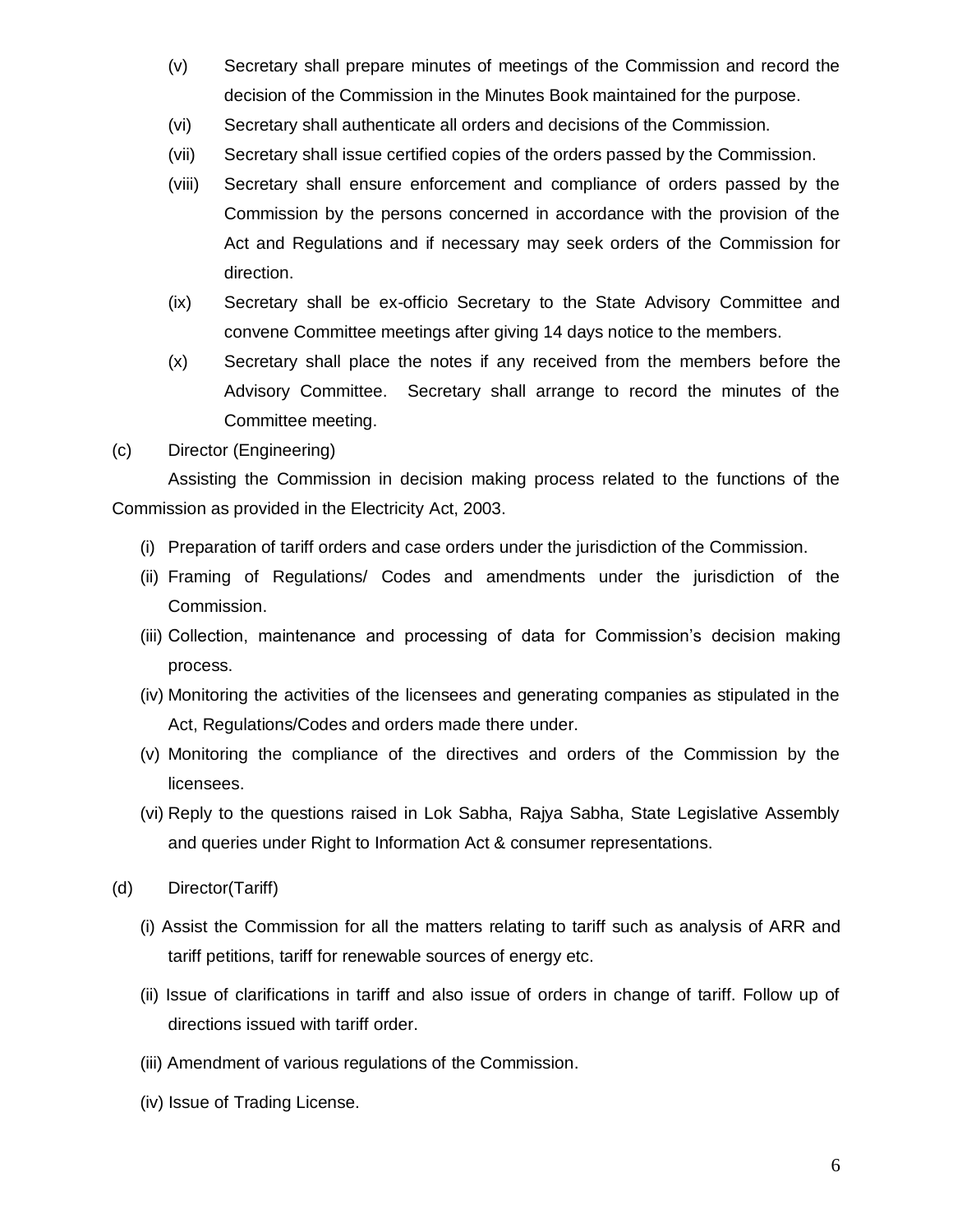(v) Secretary shall prepare minutes of meetings of the Commission and record the decision of the Commission in the Minutes Book maintained for the purpose.

(vi) Secretary shall authenticate all orders and decisions of the Commission.

(vii) Secretary shall issue certified copies of the orders passed by the Commission.

(viii) Secretary shall ensure enforcement and compliance of orders passed by the Commission by the persons concerned in accordance with the provision of the Act and Regulations and if necessary may seek orders of the Commission for direction.

(ix) Secretary shall be ex-officio Secretary to the State Advisory Committee and convene Committee meetings after giving 14 days notice to the members.

(x) Secretary shall place the notes if any received from the members before the Advisory Committee. Secretary shall arrange to record the minutes of the Committee meeting.

(c) Director (Engineering)

Assisting the Commission in decision making process related to the functions of the Commission as provided in the Electricity Act, 2003.

(i) Preparation of tariff orders and case orders under the jurisdiction of the Commission.

(ii) Framing of Regulations/ Codes and amendments under the jurisdiction of the Commission.

(iii) Collection, maintenance and processing of data for Commission's decision making process.

(iv) Monitoring the activities of the licensees and generating companies as stipulated in the Act, Regulations/Codes and orders made there under.

(v) Monitoring the compliance of the directives and orders of the Commission by the licensees.

(vi) Reply to the questions raised in Lok Sabha, Rajya Sabha, State Legislative Assembly and queries under Right to Information Act & consumer representations.

(d) Director(Tariff)

(i) Assist the Commission for all the matters relating to tariff such as analysis of ARR and tariff petitions, tariff for renewable sources of energy etc.

(ii) Issue of clarifications in tariff and also issue of orders in change of tariff. Follow up of directions issued with tariff order.

(iii) Amendment of various regulations of the Commission.

(iv) Issue of Trading License.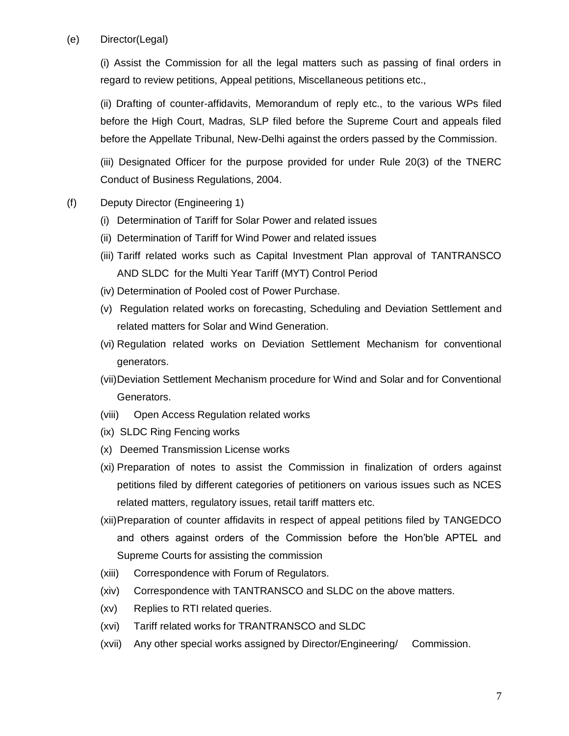(e) Director(Legal)

(i) Assist the Commission for all the legal matters such as passing of final orders in regard to review petitions, Appeal petitions, Miscellaneous petitions etc.,

(ii) Drafting of counter-affidavits, Memorandum of reply etc., to the various WPs filed before the High Court, Madras, SLP filed before the Supreme Court and appeals filed before the Appellate Tribunal, New-Delhi against the orders passed by the Commission.

(iii) Designated Officer for the purpose provided for under Rule 20(3) of the TNERC Conduct of Business Regulations, 2004.

(f) Deputy Director (Engineering 1)

(i) Determination of Tariff for Solar Power and related issues

(ii) Determination of Tariff for Wind Power and related issues

(iii) Tariff related works such as Capital Investment Plan approval of TANTRANSCO AND SLDC for the Multi Year Tariff (MYT) Control Period

(iv) Determination of Pooled cost of Power Purchase.

(v) Regulation related works on forecasting, Scheduling and Deviation Settlement and related matters for Solar and Wind Generation.

(vi) Regulation related works on Deviation Settlement Mechanism for conventional generators.

(vii) Deviation Settlement Mechanism procedure for Wind and Solar and for Conventional Generators.

(viii) Open Access Regulation related works

(ix) SLDC Ring Fencing works

(x) Deemed Transmission License works

(xi) Preparation of notes to assist the Commission in finalization of orders against petitions filed by different categories of petitioners on various issues such as NCES related matters, regulatory issues, retail tariff matters etc.

(xii) Preparation of counter affidavits in respect of appeal petitions filed by TANGEDCO and others against orders of the Commission before the Hon'ble APTEL and Supreme Courts for assisting the commission

(xiii) Correspondence with Forum of Regulators.

(xiv) Correspondence with TANTRANSCO and SLDC on the above matters.

(xv) Replies to RTI related queries.

(xvi) Tariff related works for TRANTRANSCO and SLDC

(xvii) Any other special works assigned by Director/Engineering/ Commission.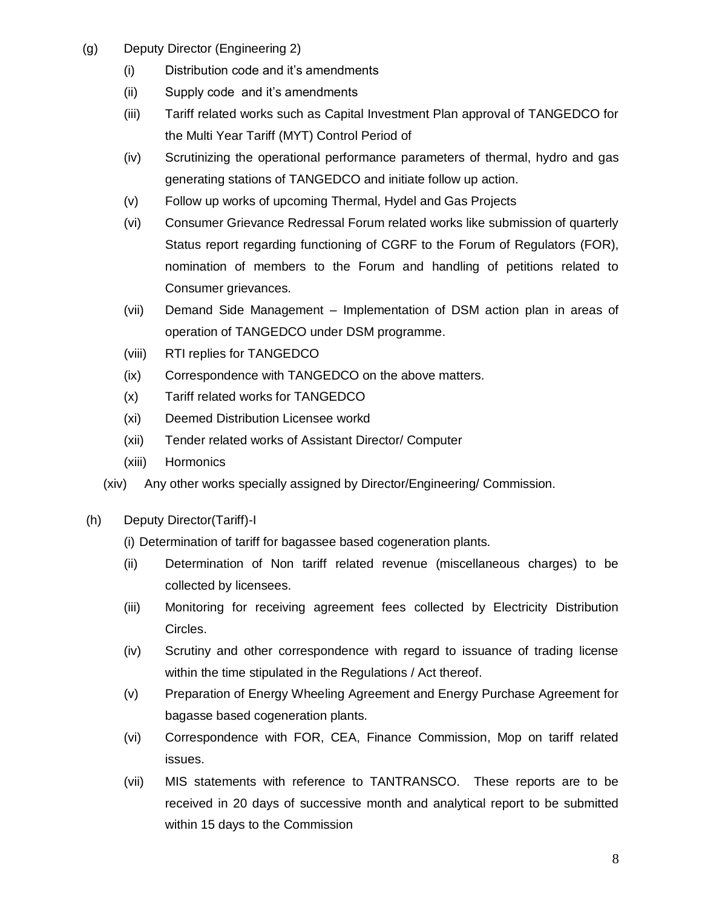(g) Deputy Director (Engineering 2)

- (i) Distribution code and it's amendments
- (ii) Supply code and it's amendments
- (iii) Tariff related works such as Capital Investment Plan approval of TANGEDCO for the Multi Year Tariff (MYT) Control Period of
- (iv) Scrutinizing the operational performance parameters of thermal, hydro and gas generating stations of TANGEDCO and initiate follow up action.
- (v) Follow up works of upcoming Thermal, Hydel and Gas Projects
- (vi) Consumer Grievance Redressal Forum related works like submission of quarterly Status report regarding functioning of CGRF to the Forum of Regulators (FOR), nomination of members to the Forum and handling of petitions related to Consumer grievances.
- (vii) Demand Side Management – Implementation of DSM action plan in areas of operation of TANGEDCO under DSM programme.
- (viii) RTI replies for TANGEDCO
- (ix) Correspondence with TANGEDCO on the above matters.
- (x) Tariff related works for TANGEDCO
- (xi) Deemed Distribution Licensee workd
- (xii) Tender related works of Assistant Director/ Computer
- (xiii) Hormonics
- (xiv) Any other works specially assigned by Director/Engineering/ Commission.

(h) Deputy Director(Tariff)-I

- (i) Determination of tariff for bagassee based cogeneration plants.
- (ii) Determination of Non tariff related revenue (miscellaneous charges) to be collected by licensees.
- (iii) Monitoring for receiving agreement fees collected by Electricity Distribution Circles.
- (iv) Scrutiny and other correspondence with regard to issuance of trading license within the time stipulated in the Regulations / Act thereof.
- (v) Preparation of Energy Wheeling Agreement and Energy Purchase Agreement for bagasse based cogeneration plants.
- (vi) Correspondence with FOR, CEA, Finance Commission, Mop on tariff related issues.
- (vii) MIS statements with reference to TANTRANSCO. These reports are to be received in 20 days of successive month and analytical report to be submitted within 15 days to the Commission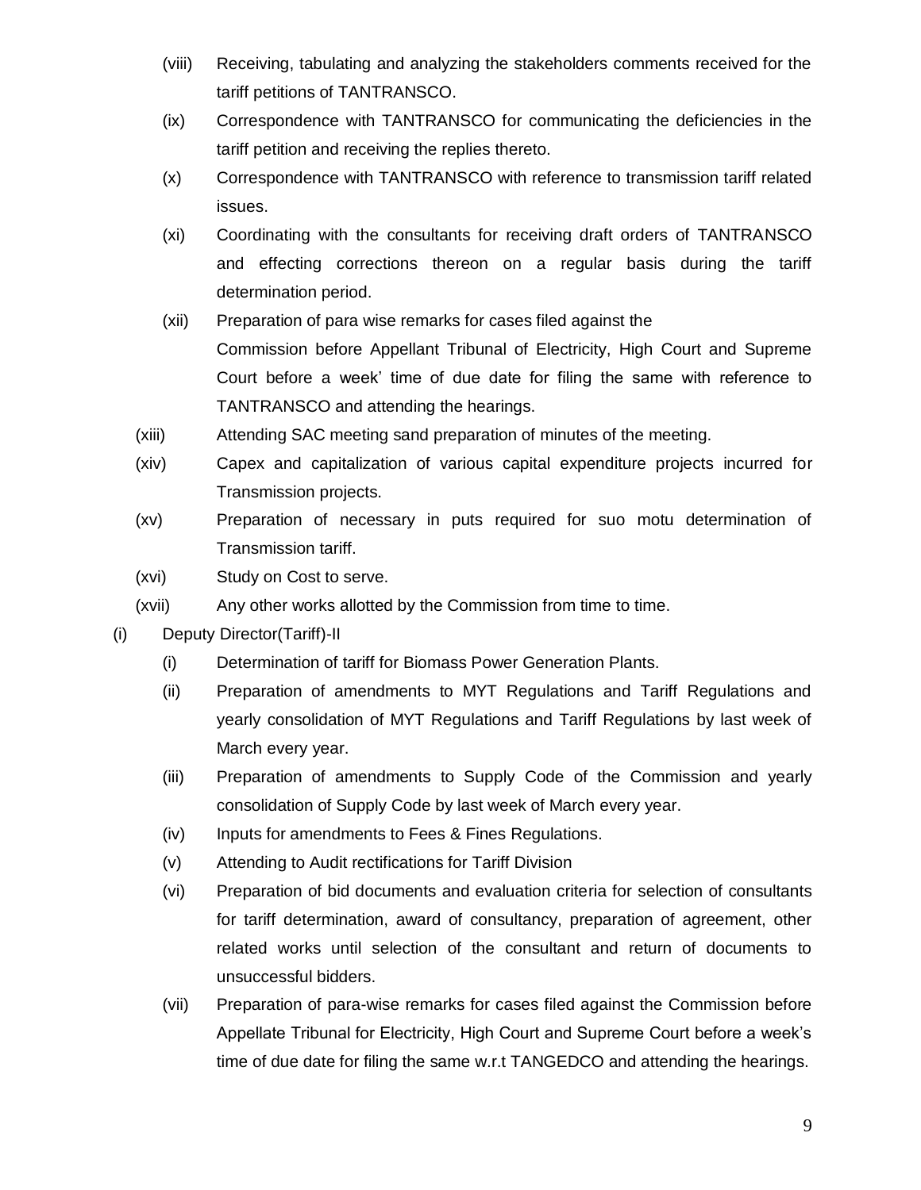(viii) Receiving, tabulating and analyzing the stakeholders comments received for the tariff petitions of TANTRANSCO.

(ix) Correspondence with TANTRANSCO for communicating the deficiencies in the tariff petition and receiving the replies thereto.

(x) Correspondence with TANTRANSCO with reference to transmission tariff related issues.

(xi) Coordinating with the consultants for receiving draft orders of TANTRANSCO and effecting corrections thereon on a regular basis during the tariff determination period.

(xii) Preparation of para wise remarks for cases filed against the Commission before Appellant Tribunal of Electricity, High Court and Supreme Court before a week' time of due date for filing the same with reference to TANTRANSCO and attending the hearings.

(xiii) Attending SAC meeting sand preparation of minutes of the meeting.

(xiv) Capex and capitalization of various capital expenditure projects incurred for Transmission projects.

(xv) Preparation of necessary in puts required for suo motu determination of Transmission tariff.

(xvi) Study on Cost to serve.

(xvii) Any other works allotted by the Commission from time to time.

(i) Deputy Director(Tariff)-II

(i) Determination of tariff for Biomass Power Generation Plants.

(ii) Preparation of amendments to MYT Regulations and Tariff Regulations and yearly consolidation of MYT Regulations and Tariff Regulations by last week of March every year.

(iii) Preparation of amendments to Supply Code of the Commission and yearly consolidation of Supply Code by last week of March every year.

(iv) Inputs for amendments to Fees & Fines Regulations.

(v) Attending to Audit rectifications for Tariff Division

(vi) Preparation of bid documents and evaluation criteria for selection of consultants for tariff determination, award of consultancy, preparation of agreement, other related works until selection of the consultant and return of documents to unsuccessful bidders.

(vii) Preparation of para-wise remarks for cases filed against the Commission before Appellate Tribunal for Electricity, High Court and Supreme Court before a week's time of due date for filing the same w.r.t TANGEDCO and attending the hearings.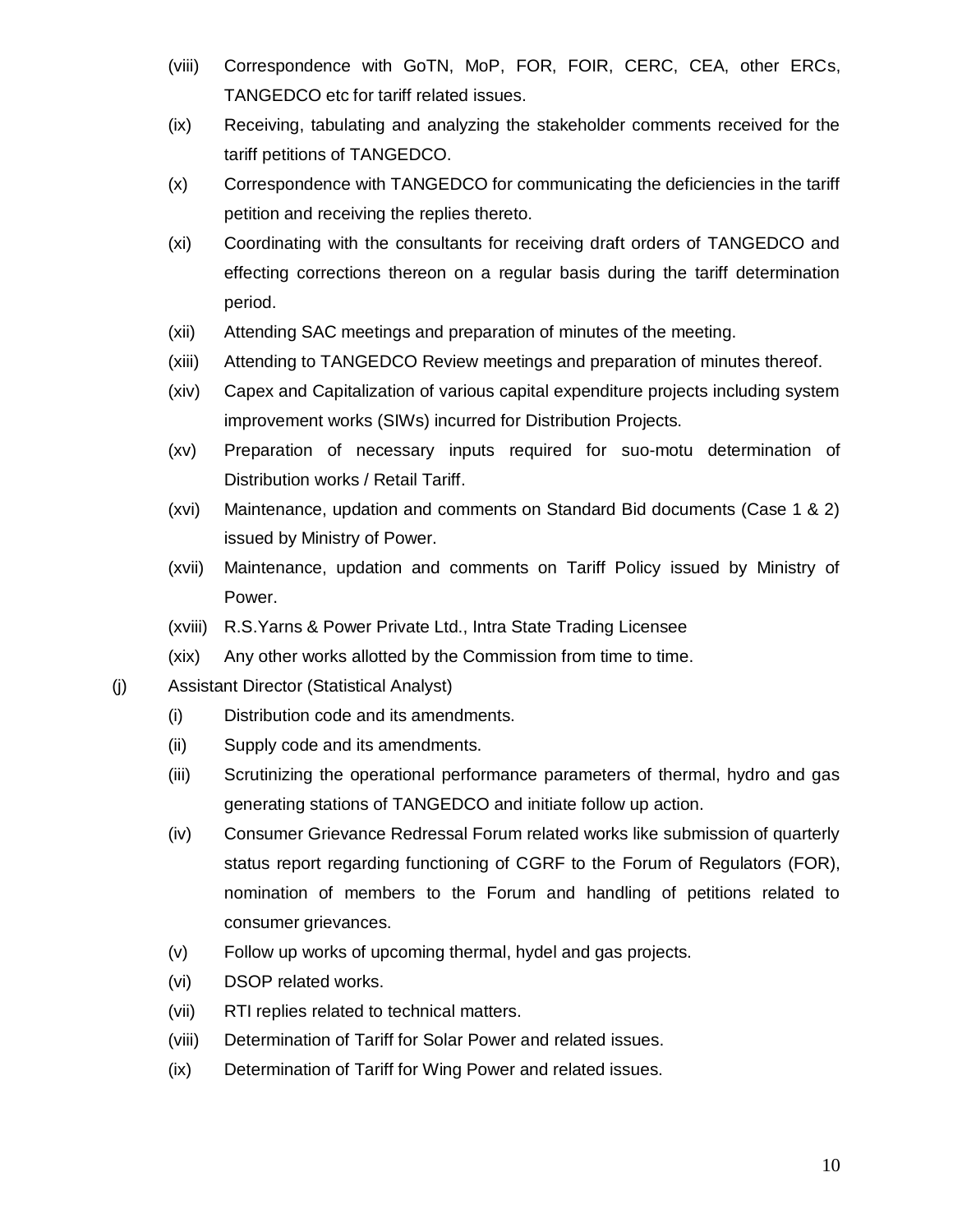(viii) Correspondence with GoTN, MoP, FOR, FOIR, CERC, CEA, other ERCs, TANGEDCO etc for tariff related issues.

(ix) Receiving, tabulating and analyzing the stakeholder comments received for the tariff petitions of TANGEDCO.

(x) Correspondence with TANGEDCO for communicating the deficiencies in the tariff petition and receiving the replies thereto.

(xi) Coordinating with the consultants for receiving draft orders of TANGEDCO and effecting corrections thereon on a regular basis during the tariff determination period.

(xii) Attending SAC meetings and preparation of minutes of the meeting.

(xiii) Attending to TANGEDCO Review meetings and preparation of minutes thereof.

(xiv) Capex and Capitalization of various capital expenditure projects including system improvement works (SIWs) incurred for Distribution Projects.

(xv) Preparation of necessary inputs required for suo-motu determination of Distribution works / Retail Tariff.

(xvi) Maintenance, updation and comments on Standard Bid documents (Case 1 & 2) issued by Ministry of Power.

(xvii) Maintenance, updation and comments on Tariff Policy issued by Ministry of Power.

(xviii) R.S.Yarns & Power Private Ltd., Intra State Trading Licensee

(xix) Any other works allotted by the Commission from time to time.

(j) Assistant Director (Statistical Analyst)

(i) Distribution code and its amendments.

(ii) Supply code and its amendments.

(iii) Scrutinizing the operational performance parameters of thermal, hydro and gas generating stations of TANGEDCO and initiate follow up action.

(iv) Consumer Grievance Redressal Forum related works like submission of quarterly status report regarding functioning of CGRF to the Forum of Regulators (FOR), nomination of members to the Forum and handling of petitions related to consumer grievances.

(v) Follow up works of upcoming thermal, hydel and gas projects.

(vi) DSOP related works.

(vii) RTI replies related to technical matters.

(viii) Determination of Tariff for Solar Power and related issues.

(ix) Determination of Tariff for Wing Power and related issues.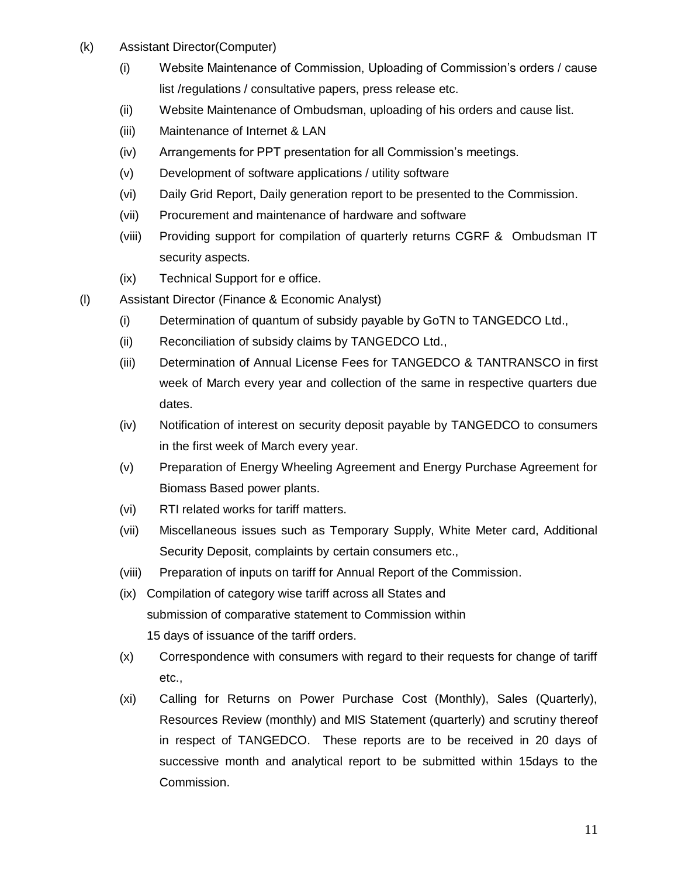(k) Assistant Director(Computer)

- (i) Website Maintenance of Commission, Uploading of Commission's orders / cause list /regulations / consultative papers, press release etc.
- (ii) Website Maintenance of Ombudsman, uploading of his orders and cause list.
- (iii) Maintenance of Internet & LAN
- (iv) Arrangements for PPT presentation for all Commission's meetings.
- (v) Development of software applications / utility software
- (vi) Daily Grid Report, Daily generation report to be presented to the Commission.
- (vii) Procurement and maintenance of hardware and software
- (viii) Providing support for compilation of quarterly returns CGRF & Ombudsman IT security aspects.
- (ix) Technical Support for e office.

(l) Assistant Director (Finance & Economic Analyst)

- (i) Determination of quantum of subsidy payable by GoTN to TANGEDCO Ltd.,
- (ii) Reconciliation of subsidy claims by TANGEDCO Ltd.,
- (iii) Determination of Annual License Fees for TANGEDCO & TANTRANSCO in first week of March every year and collection of the same in respective quarters due dates.
- (iv) Notification of interest on security deposit payable by TANGEDCO to consumers in the first week of March every year.
- (v) Preparation of Energy Wheeling Agreement and Energy Purchase Agreement for Biomass Based power plants.
- (vi) RTI related works for tariff matters.
- (vii) Miscellaneous issues such as Temporary Supply, White Meter card, Additional Security Deposit, complaints by certain consumers etc.,
- (viii) Preparation of inputs on tariff for Annual Report of the Commission.
- (ix) Compilation of category wise tariff across all States and submission of comparative statement to Commission within 15 days of issuance of the tariff orders.
- (x) Correspondence with consumers with regard to their requests for change of tariff etc.,
- (xi) Calling for Returns on Power Purchase Cost (Monthly), Sales (Quarterly), Resources Review (monthly) and MIS Statement (quarterly) and scrutiny thereof in respect of TANGEDCO. These reports are to be received in 20 days of successive month and analytical report to be submitted within 15days to the Commission.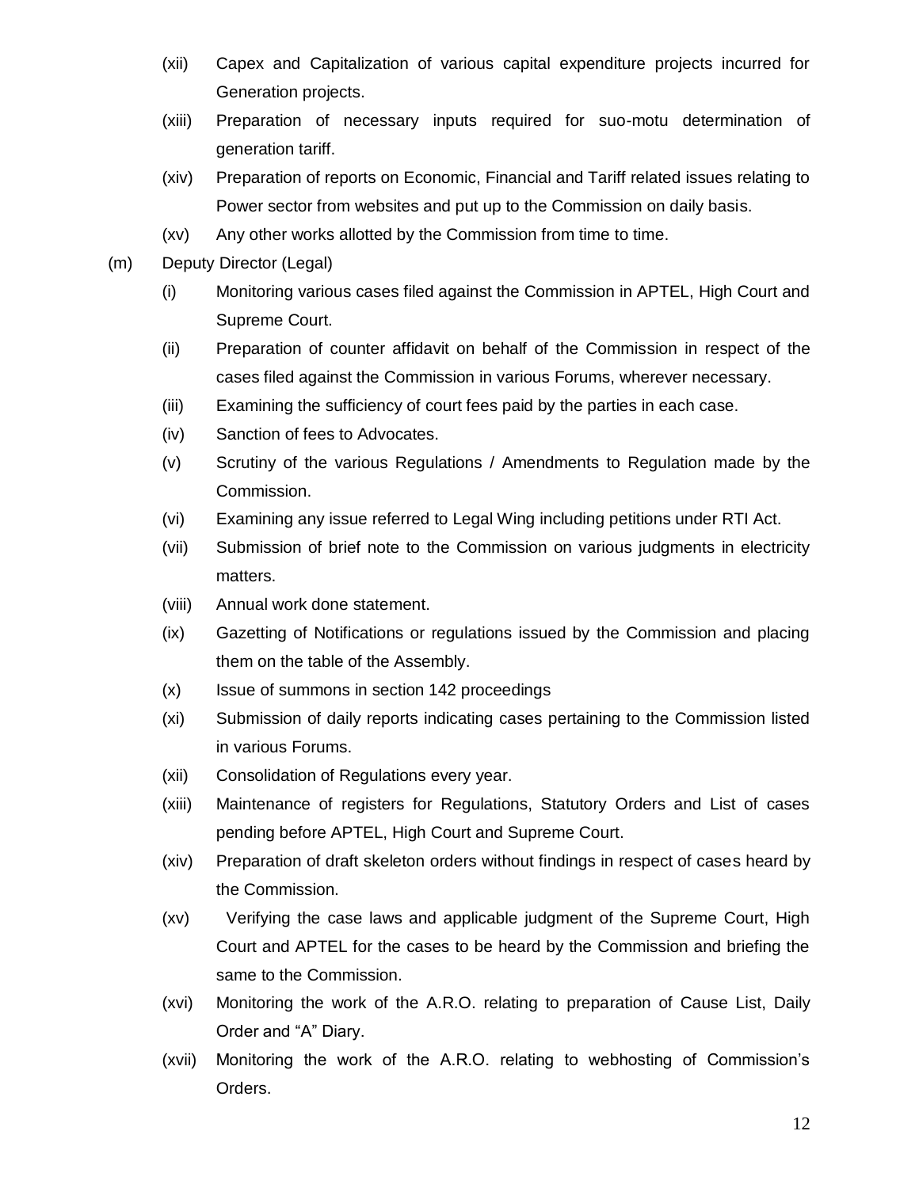(xii) Capex and Capitalization of various capital expenditure projects incurred for Generation projects.

(xiii) Preparation of necessary inputs required for suo-motu determination of generation tariff.

(xiv) Preparation of reports on Economic, Financial and Tariff related issues relating to Power sector from websites and put up to the Commission on daily basis.

(xv) Any other works allotted by the Commission from time to time.

(m) Deputy Director (Legal)

(i) Monitoring various cases filed against the Commission in APTEL, High Court and Supreme Court.

(ii) Preparation of counter affidavit on behalf of the Commission in respect of the cases filed against the Commission in various Forums, wherever necessary.

(iii) Examining the sufficiency of court fees paid by the parties in each case.

(iv) Sanction of fees to Advocates.

(v) Scrutiny of the various Regulations / Amendments to Regulation made by the Commission.

(vi) Examining any issue referred to Legal Wing including petitions under RTI Act.

(vii) Submission of brief note to the Commission on various judgments in electricity matters.

(viii) Annual work done statement.

(ix) Gazetting of Notifications or regulations issued by the Commission and placing them on the table of the Assembly.

(x) Issue of summons in section 142 proceedings

(xi) Submission of daily reports indicating cases pertaining to the Commission listed in various Forums.

(xii) Consolidation of Regulations every year.

(xiii) Maintenance of registers for Regulations, Statutory Orders and List of cases pending before APTEL, High Court and Supreme Court.

(xiv) Preparation of draft skeleton orders without findings in respect of cases heard by the Commission.

(xv) Verifying the case laws and applicable judgment of the Supreme Court, High Court and APTEL for the cases to be heard by the Commission and briefing the same to the Commission.

(xvi) Monitoring the work of the A.R.O. relating to preparation of Cause List, Daily Order and "A" Diary.

(xvii) Monitoring the work of the A.R.O. relating to webhosting of Commission's Orders.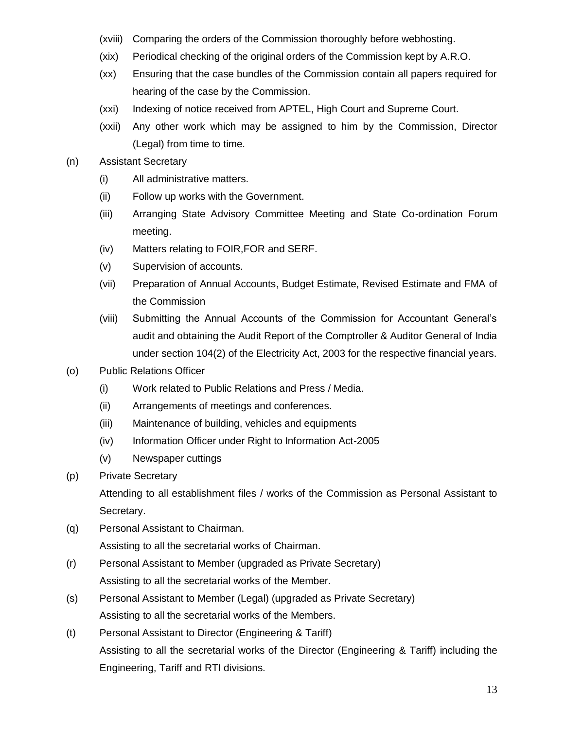- (xviii) Comparing the orders of the Commission thoroughly before webhosting.
- (xix) Periodical checking of the original orders of the Commission kept by A.R.O.
- (xx) Ensuring that the case bundles of the Commission contain all papers required for hearing of the case by the Commission.
- (xxi) Indexing of notice received from APTEL, High Court and Supreme Court.
- (xxii) Any other work which may be assigned to him by the Commission, Director (Legal) from time to time.

(n) Assistant Secretary

- (i) All administrative matters.
- (ii) Follow up works with the Government.
- (iii) Arranging State Advisory Committee Meeting and State Co-ordination Forum meeting.
- (iv) Matters relating to FOIR,FOR and SERF.
- (v) Supervision of accounts.
- (vii) Preparation of Annual Accounts, Budget Estimate, Revised Estimate and FMA of the Commission
- (viii) Submitting the Annual Accounts of the Commission for Accountant General's audit and obtaining the Audit Report of the Comptroller & Auditor General of India under section 104(2) of the Electricity Act, 2003 for the respective financial years.

(o) Public Relations Officer

- (i) Work related to Public Relations and Press / Media.
- (ii) Arrangements of meetings and conferences.
- (iii) Maintenance of building, vehicles and equipments
- (iv) Information Officer under Right to Information Act-2005
- (v) Newspaper cuttings

(p) Private Secretary

Attending to all establishment files / works of the Commission as Personal Assistant to Secretary.

(q) Personal Assistant to Chairman.

Assisting to all the secretarial works of Chairman.

(r) Personal Assistant to Member (upgraded as Private Secretary)

Assisting to all the secretarial works of the Member.

(s) Personal Assistant to Member (Legal) (upgraded as Private Secretary)

Assisting to all the secretarial works of the Members.

(t) Personal Assistant to Director (Engineering & Tariff)

Assisting to all the secretarial works of the Director (Engineering & Tariff) including the Engineering, Tariff and RTI divisions.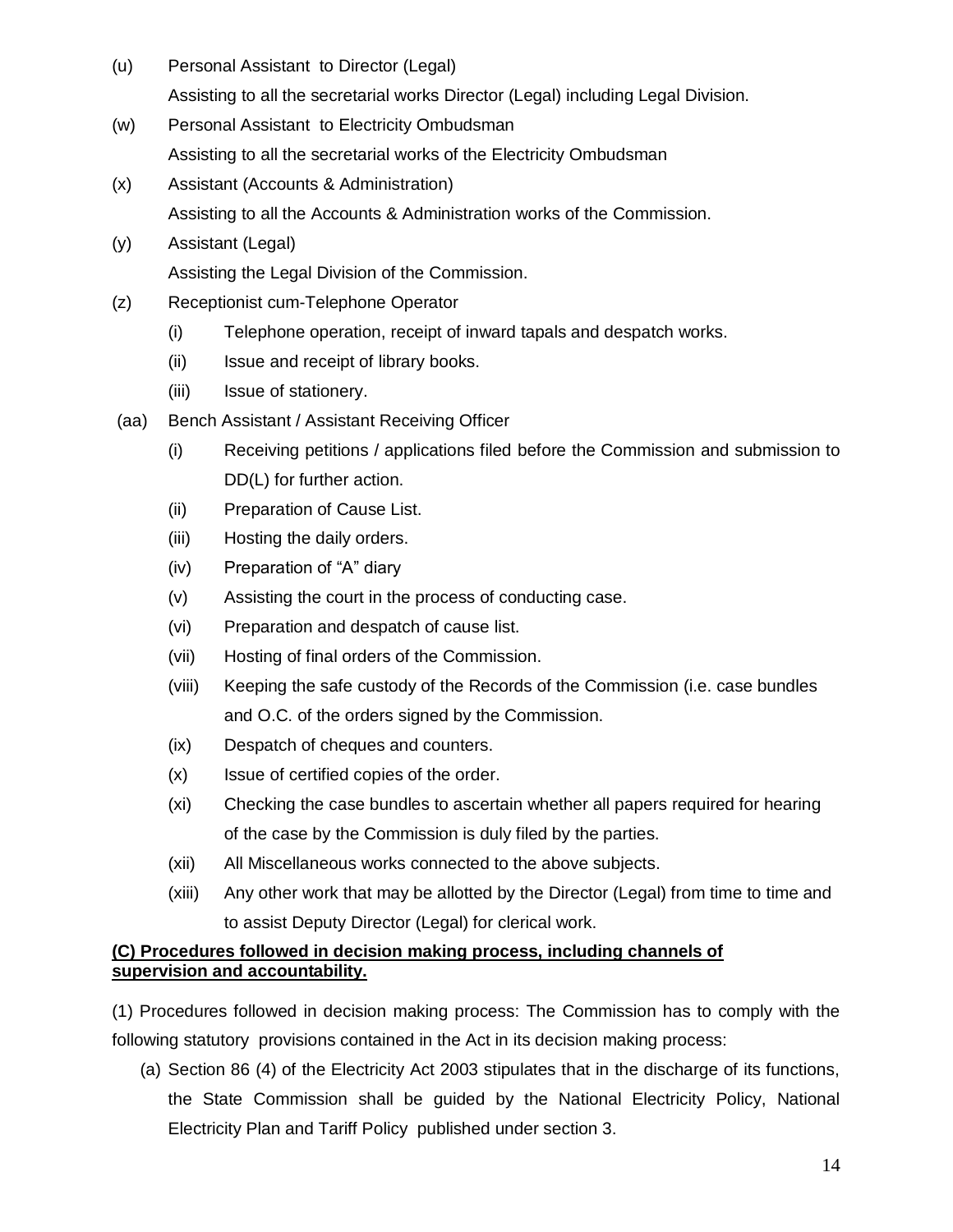(u) Personal Assistant to Director (Legal)

Assisting to all the secretarial works Director (Legal) including Legal Division.

(w) Personal Assistant to Electricity Ombudsman

Assisting to all the secretarial works of the Electricity Ombudsman

(x) Assistant (Accounts & Administration)

Assisting to all the Accounts & Administration works of the Commission.

(y) Assistant (Legal)

Assisting the Legal Division of the Commission.

(z) Receptionist cum-Telephone Operator

- (i) Telephone operation, receipt of inward tapals and despatch works.
- (ii) Issue and receipt of library books.
- (iii) Issue of stationery.

(aa) Bench Assistant / Assistant Receiving Officer

- (i) Receiving petitions / applications filed before the Commission and submission to DD(L) for further action.
- (ii) Preparation of Cause List.
- (iii) Hosting the daily orders.
- (iv) Preparation of "A" diary
- (v) Assisting the court in the process of conducting case.
- (vi) Preparation and despatch of cause list.
- (vii) Hosting of final orders of the Commission.
- (viii) Keeping the safe custody of the Records of the Commission (i.e. case bundles and O.C. of the orders signed by the Commission.
- (ix) Despatch of cheques and counters.
- (x) Issue of certified copies of the order.
- (xi) Checking the case bundles to ascertain whether all papers required for hearing of the case by the Commission is duly filed by the parties.
- (xii) All Miscellaneous works connected to the above subjects.
- (xiii) Any other work that may be allotted by the Director (Legal) from time to time and to assist Deputy Director (Legal) for clerical work.

**(C) Procedures followed in decision making process, including channels of supervision and accountability.**

(1) Procedures followed in decision making process: The Commission has to comply with the following statutory provisions contained in the Act in its decision making process:

(a) Section 86 (4) of the Electricity Act 2003 stipulates that in the discharge of its functions, the State Commission shall be guided by the National Electricity Policy, National Electricity Plan and Tariff Policy published under section 3.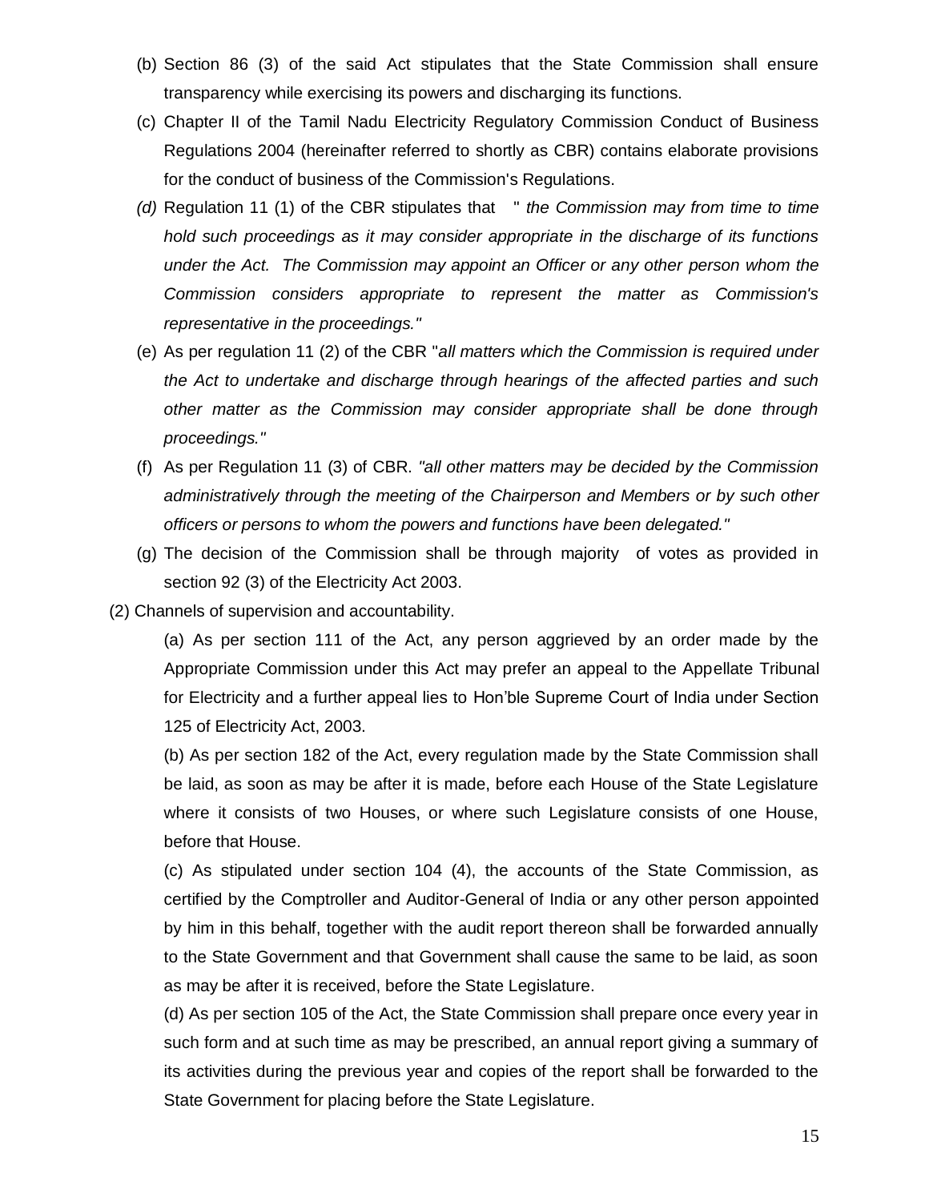(b) Section 86 (3) of the said Act stipulates that the State Commission shall ensure transparency while exercising its powers and discharging its functions.

(c) Chapter II of the Tamil Nadu Electricity Regulatory Commission Conduct of Business Regulations 2004 (hereinafter referred to shortly as CBR) contains elaborate provisions for the conduct of business of the Commission's Regulations.

*(d)* Regulation 11 (1) of the CBR stipulates that " *the Commission may from time to time hold such proceedings as it may consider appropriate in the discharge of its functions under the Act. The Commission may appoint an Officer or any other person whom the Commission considers appropriate to represent the matter as Commission's representative in the proceedings."*

(e) As per regulation 11 (2) of the CBR "*all matters which the Commission is required under the Act to undertake and discharge through hearings of the affected parties and such other matter as the Commission may consider appropriate shall be done through proceedings."*

(f) As per Regulation 11 (3) of CBR. *"all other matters may be decided by the Commission administratively through the meeting of the Chairperson and Members or by such other officers or persons to whom the powers and functions have been delegated."*

(g) The decision of the Commission shall be through majority of votes as provided in section 92 (3) of the Electricity Act 2003.

(2) Channels of supervision and accountability.

(a) As per section 111 of the Act, any person aggrieved by an order made by the Appropriate Commission under this Act may prefer an appeal to the Appellate Tribunal for Electricity and a further appeal lies to Hon'ble Supreme Court of India under Section 125 of Electricity Act, 2003.

(b) As per section 182 of the Act, every regulation made by the State Commission shall be laid, as soon as may be after it is made, before each House of the State Legislature where it consists of two Houses, or where such Legislature consists of one House, before that House.

(c) As stipulated under section 104 (4), the accounts of the State Commission, as certified by the Comptroller and Auditor-General of India or any other person appointed by him in this behalf, together with the audit report thereon shall be forwarded annually to the State Government and that Government shall cause the same to be laid, as soon as may be after it is received, before the State Legislature.

(d) As per section 105 of the Act, the State Commission shall prepare once every year in such form and at such time as may be prescribed, an annual report giving a summary of its activities during the previous year and copies of the report shall be forwarded to the State Government for placing before the State Legislature.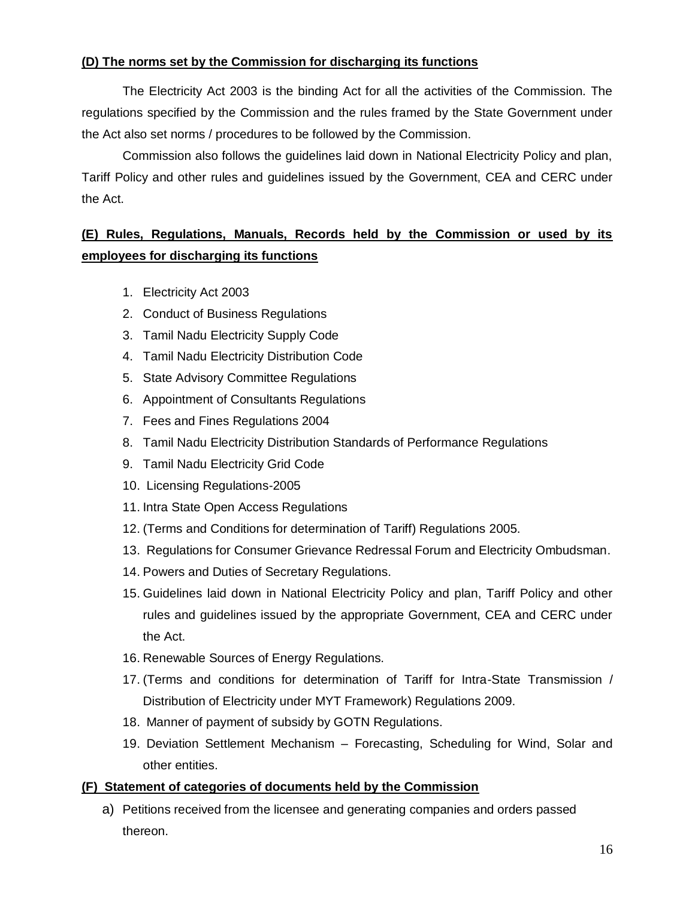**(D) The norms set by the Commission for discharging its functions**

The Electricity Act 2003 is the binding Act for all the activities of the Commission. The regulations specified by the Commission and the rules framed by the State Government under the Act also set norms / procedures to be followed by the Commission.

Commission also follows the guidelines laid down in National Electricity Policy and plan, Tariff Policy and other rules and guidelines issued by the Government, CEA and CERC under the Act.

**(E) Rules, Regulations, Manuals, Records held by the Commission or used by its employees for discharging its functions**

1. Electricity Act 2003
2. Conduct of Business Regulations
3. Tamil Nadu Electricity Supply Code
4. Tamil Nadu Electricity Distribution Code
5. State Advisory Committee Regulations
6. Appointment of Consultants Regulations
7. Fees and Fines Regulations 2004
8. Tamil Nadu Electricity Distribution Standards of Performance Regulations
9. Tamil Nadu Electricity Grid Code
10. Licensing Regulations-2005
11. Intra State Open Access Regulations
12. (Terms and Conditions for determination of Tariff) Regulations 2005.
13. Regulations for Consumer Grievance Redressal Forum and Electricity Ombudsman.
14. Powers and Duties of Secretary Regulations.
15. Guidelines laid down in National Electricity Policy and plan, Tariff Policy and other rules and guidelines issued by the appropriate Government, CEA and CERC under the Act.
16. Renewable Sources of Energy Regulations.
17. (Terms and conditions for determination of Tariff for Intra-State Transmission / Distribution of Electricity under MYT Framework) Regulations 2009.
18. Manner of payment of subsidy by GOTN Regulations.
19. Deviation Settlement Mechanism – Forecasting, Scheduling for Wind, Solar and other entities.

**(F) Statement of categories of documents held by the Commission**

a) Petitions received from the licensee and generating companies and orders passed thereon.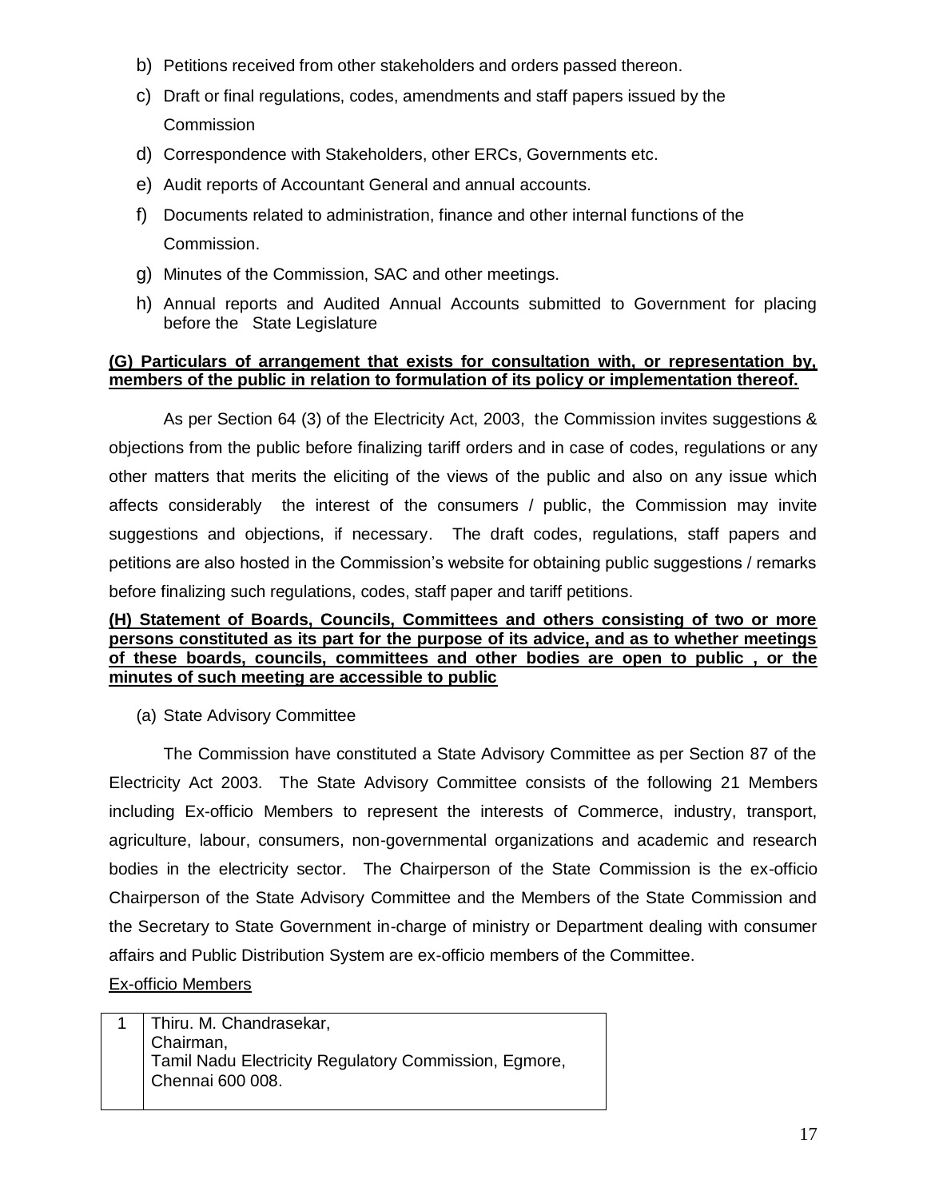b) Petitions received from other stakeholders and orders passed thereon.

c) Draft or final regulations, codes, amendments and staff papers issued by the Commission

d) Correspondence with Stakeholders, other ERCs, Governments etc.

e) Audit reports of Accountant General and annual accounts.

f) Documents related to administration, finance and other internal functions of the Commission.

g) Minutes of the Commission, SAC and other meetings.

h) Annual reports and Audited Annual Accounts submitted to Government for placing before the State Legislature

**(G) Particulars of arrangement that exists for consultation with, or representation by, members of the public in relation to formulation of its policy or implementation thereof.**

As per Section 64 (3) of the Electricity Act, 2003, the Commission invites suggestions & objections from the public before finalizing tariff orders and in case of codes, regulations or any other matters that merits the eliciting of the views of the public and also on any issue which affects considerably the interest of the consumers / public, the Commission may invite suggestions and objections, if necessary. The draft codes, regulations, staff papers and petitions are also hosted in the Commission's website for obtaining public suggestions / remarks before finalizing such regulations, codes, staff paper and tariff petitions.

**(H) Statement of Boards, Councils, Committees and others consisting of two or more persons constituted as its part for the purpose of its advice, and as to whether meetings of these boards, councils, committees and other bodies are open to public , or the minutes of such meeting are accessible to public**

(a) State Advisory Committee

The Commission have constituted a State Advisory Committee as per Section 87 of the Electricity Act 2003. The State Advisory Committee consists of the following 21 Members including Ex-officio Members to represent the interests of Commerce, industry, transport, agriculture, labour, consumers, non-governmental organizations and academic and research bodies in the electricity sector. The Chairperson of the State Commission is the ex-officio Chairperson of the State Advisory Committee and the Members of the State Commission and the Secretary to State Government in-charge of ministry or Department dealing with consumer affairs and Public Distribution System are ex-officio members of the Committee.

Ex-officio Members

| | |
|---|---|
| 1 | Thiru. M. Chandrasekar,<br>Chairman,<br>Tamil Nadu Electricity Regulatory Commission, Egmore,<br>Chennai 600 008. |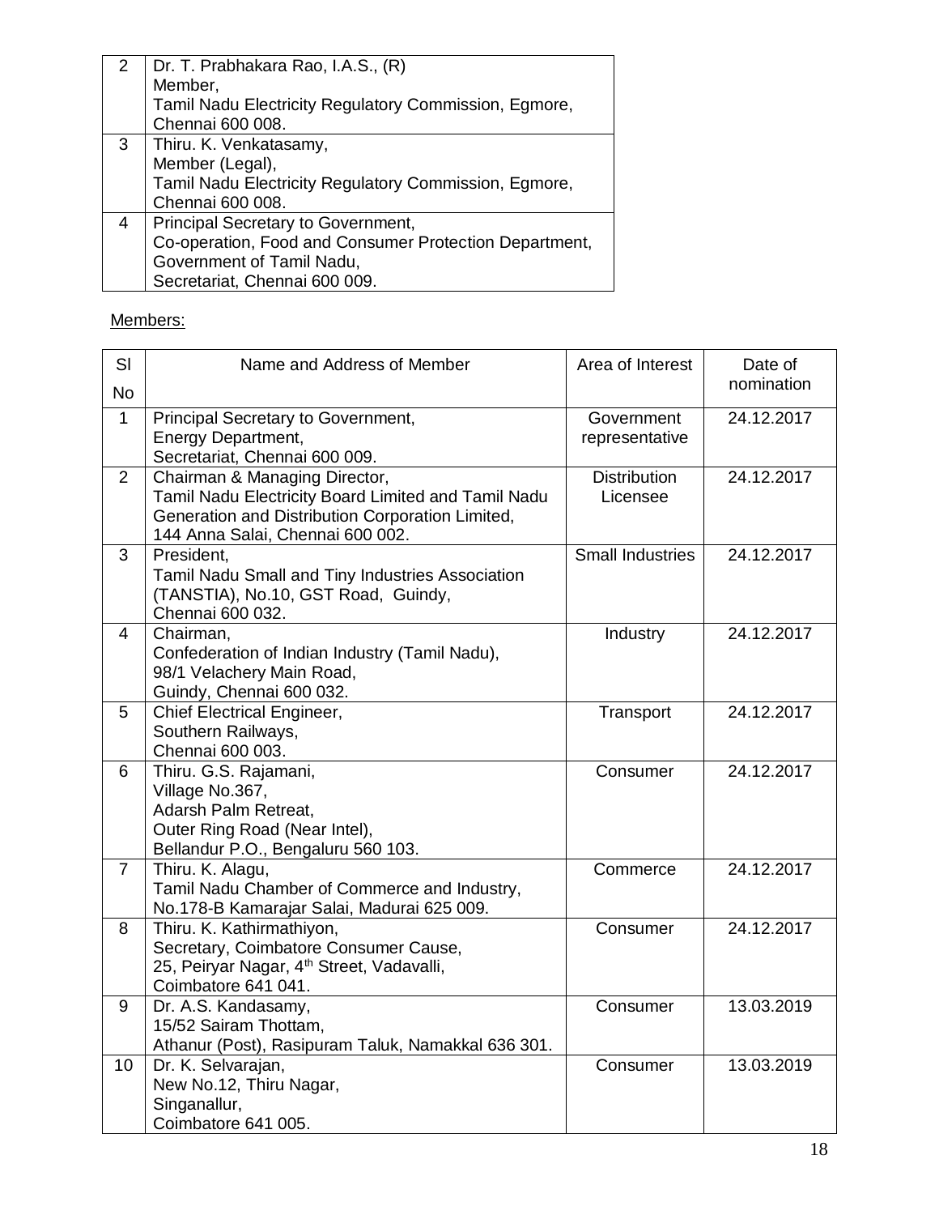| 2 | Dr. T. Prabhakara Rao, I.A.S., (R)<br>Member,<br>Tamil Nadu Electricity Regulatory Commission, Egmore,<br>Chennai 600 008. |
|---|---|
| 3 | Thiru. K. Venkatasamy,<br>Member (Legal),<br>Tamil Nadu Electricity Regulatory Commission, Egmore,<br>Chennai 600 008. |
| 4 | Principal Secretary to Government,<br>Co-operation, Food and Consumer Protection Department,<br>Government of Tamil Nadu,<br>Secretariat, Chennai 600 009. |

Members:

| Sl No | Name and Address of Member | Area of Interest | Date of nomination |
|---|---|---|---|
| 1 | Principal Secretary to Government,<br>Energy Department,<br>Secretariat, Chennai 600 009. | Government representative | 24.12.2017 |
| 2 | Chairman & Managing Director,<br>Tamil Nadu Electricity Board Limited and Tamil Nadu Generation and Distribution Corporation Limited,<br>144 Anna Salai, Chennai 600 002. | Distribution Licensee | 24.12.2017 |
| 3 | President,<br>Tamil Nadu Small and Tiny Industries Association (TANSTIA), No.10, GST Road, Guindy,<br>Chennai 600 032. | Small Industries | 24.12.2017 |
| 4 | Chairman,<br>Confederation of Indian Industry (Tamil Nadu),<br>98/1 Velachery Main Road,<br>Guindy, Chennai 600 032. | Industry | 24.12.2017 |
| 5 | Chief Electrical Engineer,<br>Southern Railways,<br>Chennai 600 003. | Transport | 24.12.2017 |
| 6 | Thiru. G.S. Rajamani,<br>Village No.367,<br>Adarsh Palm Retreat,<br>Outer Ring Road (Near Intel),<br>Bellandur P.O., Bengaluru 560 103. | Consumer | 24.12.2017 |
| 7 | Thiru. K. Alagu,<br>Tamil Nadu Chamber of Commerce and Industry,<br>No.178-B Kamarajar Salai, Madurai 625 009. | Commerce | 24.12.2017 |
| 8 | Thiru. K. Kathirmathiyon,<br>Secretary, Coimbatore Consumer Cause,<br>25, Peiryar Nagar, 4th Street, Vadavalli,<br>Coimbatore 641 041. | Consumer | 24.12.2017 |
| 9 | Dr. A.S. Kandasamy,<br>15/52 Sairam Thottam,<br>Athanur (Post), Rasipuram Taluk, Namakkal 636 301. | Consumer | 13.03.2019 |
| 10 | Dr. K. Selvarajan,<br>New No.12, Thiru Nagar,<br>Singanallur,<br>Coimbatore 641 005. | Consumer | 13.03.2019 |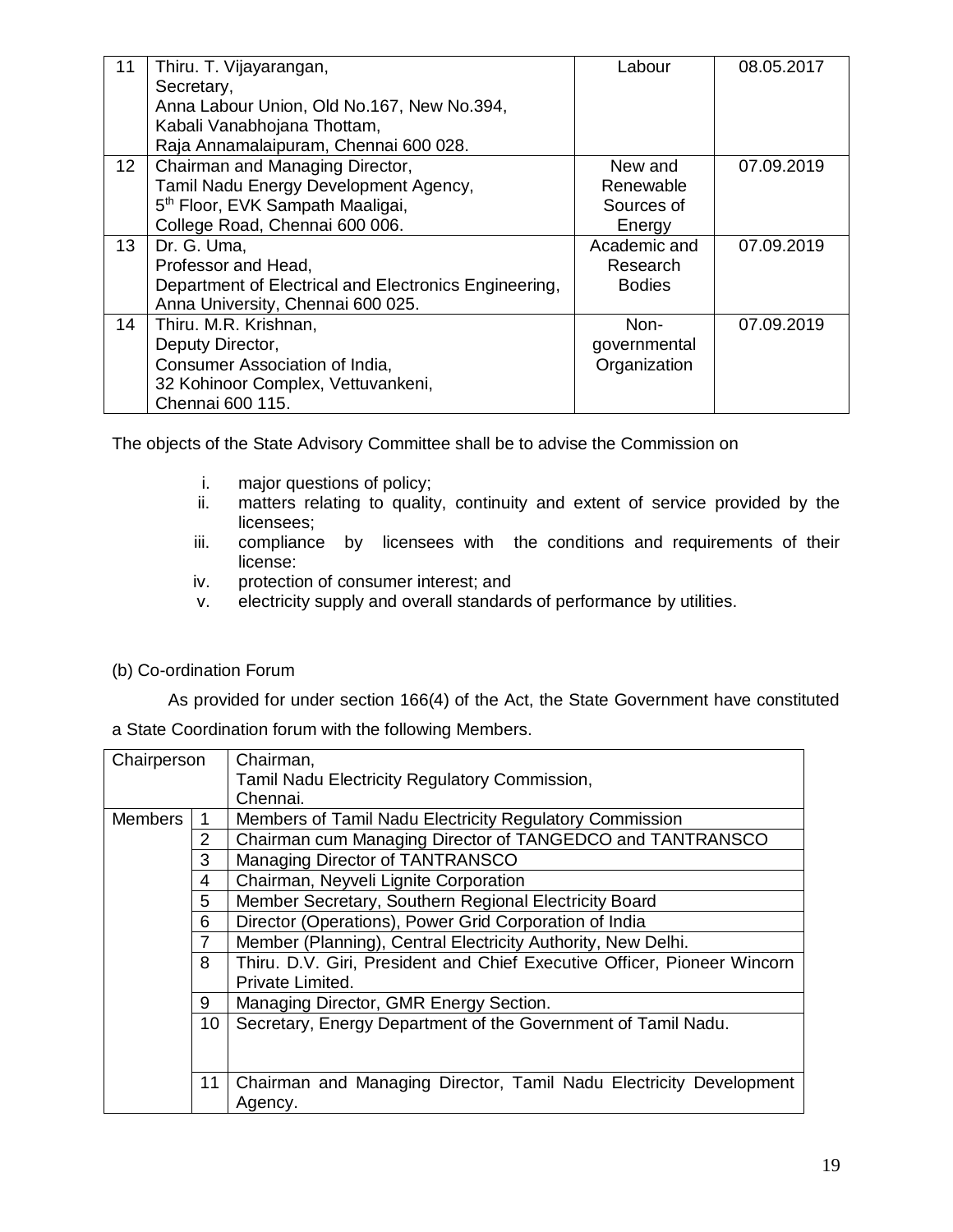| 11 | Thiru. T. Vijayarangan,<br>Secretary,<br>Anna Labour Union, Old No.167, New No.394,<br>Kabali Vanabhojana Thottam,<br>Raja Annamalaipuram, Chennai 600 028. | Labour | 08.05.2017 |
|---|---|---|---|
| 12 | Chairman and Managing Director,<br>Tamil Nadu Energy Development Agency,<br>5th Floor, EVK Sampath Maaligai,<br>College Road, Chennai 600 006. | New and Renewable Sources of Energy | 07.09.2019 |
| 13 | Dr. G. Uma,<br>Professor and Head,<br>Department of Electrical and Electronics Engineering,<br>Anna University, Chennai 600 025. | Academic and Research Bodies | 07.09.2019 |
| 14 | Thiru. M.R. Krishnan,<br>Deputy Director,<br>Consumer Association of India,<br>32 Kohinoor Complex, Vettuvankeni,<br>Chennai 600 115. | Non-governmental Organization | 07.09.2019 |

The objects of the State Advisory Committee shall be to advise the Commission on

i. major questions of policy;
ii. matters relating to quality, continuity and extent of service provided by the licensees;
iii. compliance by licensees with the conditions and requirements of their license:
iv. protection of consumer interest; and
v. electricity supply and overall standards of performance by utilities.

(b) Co-ordination Forum

As provided for under section 166(4) of the Act, the State Government have constituted a State Coordination forum with the following Members.

| Chairperson | | Chairman,<br>Tamil Nadu Electricity Regulatory Commission,<br>Chennai. |
|---|---|---|
| Members | 1 | Members of Tamil Nadu Electricity Regulatory Commission |
| | 2 | Chairman cum Managing Director of TANGEDCO and TANTRANSCO |
| | 3 | Managing Director of TANTRANSCO |
| | 4 | Chairman, Neyveli Lignite Corporation |
| | 5 | Member Secretary, Southern Regional Electricity Board |
| | 6 | Director (Operations), Power Grid Corporation of India |
| | 7 | Member (Planning), Central Electricity Authority, New Delhi. |
| | 8 | Thiru. D.V. Giri, President and Chief Executive Officer, Pioneer Wincorn Private Limited. |
| | 9 | Managing Director, GMR Energy Section. |
| | 10 | Secretary, Energy Department of the Government of Tamil Nadu. |
| | 11 | Chairman and Managing Director, Tamil Nadu Electricity Development Agency. |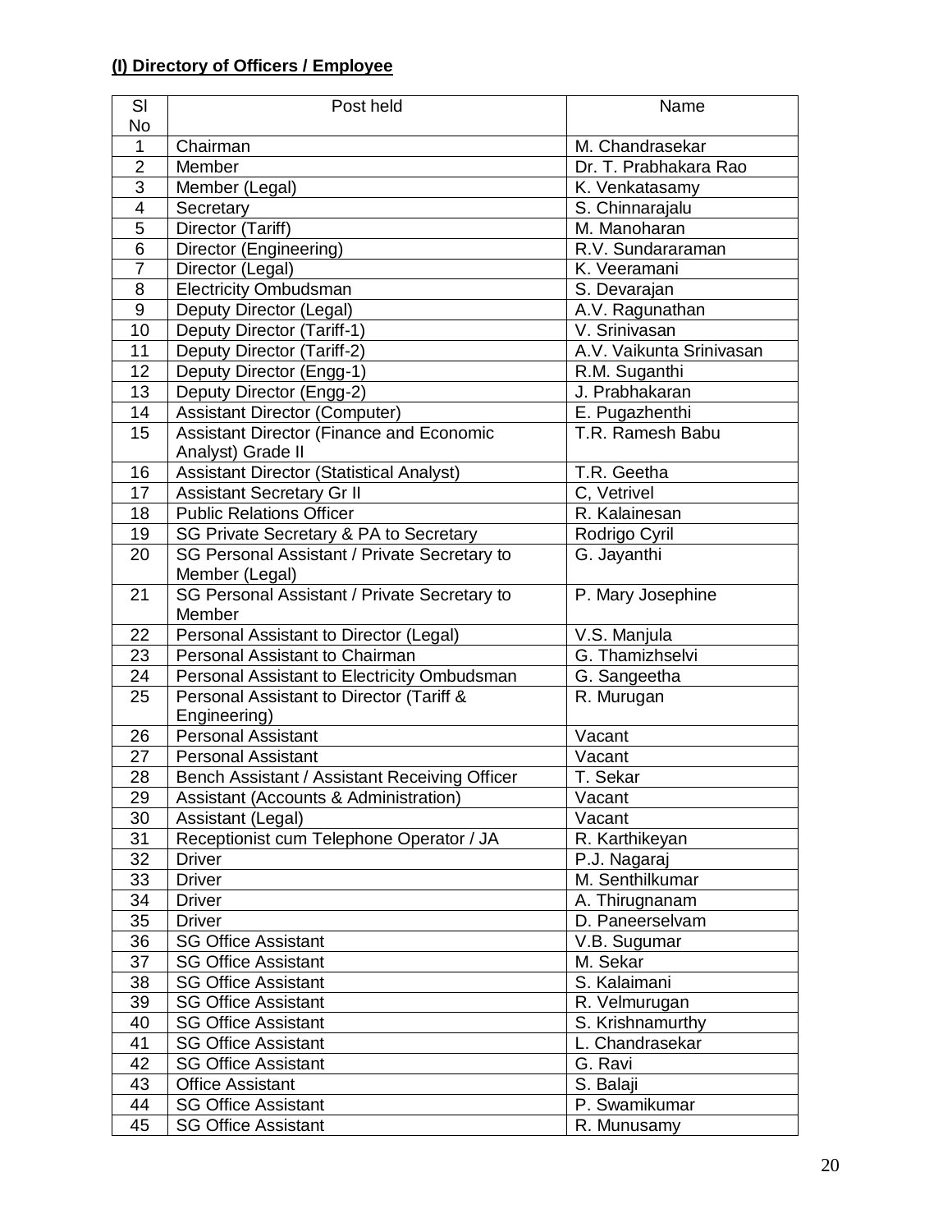**(I) Directory of Officers / Employee**

| Sl No | Post held | Name |
|---|---|---|
| 1 | Chairman | M. Chandrasekar |
| 2 | Member | Dr. T. Prabhakara Rao |
| 3 | Member (Legal) | K. Venkatasamy |
| 4 | Secretary | S. Chinnarajalu |
| 5 | Director (Tariff) | M. Manoharan |
| 6 | Director (Engineering) | R.V. Sundararaman |
| 7 | Director (Legal) | K. Veeramani |
| 8 | Electricity Ombudsman | S. Devarajan |
| 9 | Deputy Director (Legal) | A.V. Ragunathan |
| 10 | Deputy Director (Tariff-1) | V. Srinivasan |
| 11 | Deputy Director (Tariff-2) | A.V. Vaikunta Srinivasan |
| 12 | Deputy Director (Engg-1) | R.M. Suganthi |
| 13 | Deputy Director (Engg-2) | J. Prabhakaran |
| 14 | Assistant Director (Computer) | E. Pugazhenthi |
| 15 | Assistant Director (Finance and Economic Analyst) Grade II | T.R. Ramesh Babu |
| 16 | Assistant Director (Statistical Analyst) | T.R. Geetha |
| 17 | Assistant Secretary Gr II | C, Vetrivel |
| 18 | Public Relations Officer | R. Kalainesan |
| 19 | SG Private Secretary & PA to Secretary | Rodrigo Cyril |
| 20 | SG Personal Assistant / Private Secretary to Member (Legal) | G. Jayanthi |
| 21 | SG Personal Assistant / Private Secretary to Member | P. Mary Josephine |
| 22 | Personal Assistant to Director (Legal) | V.S. Manjula |
| 23 | Personal Assistant to Chairman | G. Thamizhselvi |
| 24 | Personal Assistant to Electricity Ombudsman | G. Sangeetha |
| 25 | Personal Assistant to Director (Tariff & Engineering) | R. Murugan |
| 26 | Personal Assistant | Vacant |
| 27 | Personal Assistant | Vacant |
| 28 | Bench Assistant / Assistant Receiving Officer | T. Sekar |
| 29 | Assistant (Accounts & Administration) | Vacant |
| 30 | Assistant (Legal) | Vacant |
| 31 | Receptionist cum Telephone Operator / JA | R. Karthikeyan |
| 32 | Driver | P.J. Nagaraj |
| 33 | Driver | M. Senthilkumar |
| 34 | Driver | A. Thirugnanam |
| 35 | Driver | D. Paneerselvam |
| 36 | SG Office Assistant | V.B. Sugumar |
| 37 | SG Office Assistant | M. Sekar |
| 38 | SG Office Assistant | S. Kalaimani |
| 39 | SG Office Assistant | R. Velmurugan |
| 40 | SG Office Assistant | S. Krishnamurthy |
| 41 | SG Office Assistant | L. Chandrasekar |
| 42 | SG Office Assistant | G. Ravi |
| 43 | Office Assistant | S. Balaji |
| 44 | SG Office Assistant | P. Swamikumar |
| 45 | SG Office Assistant | R. Munusamy |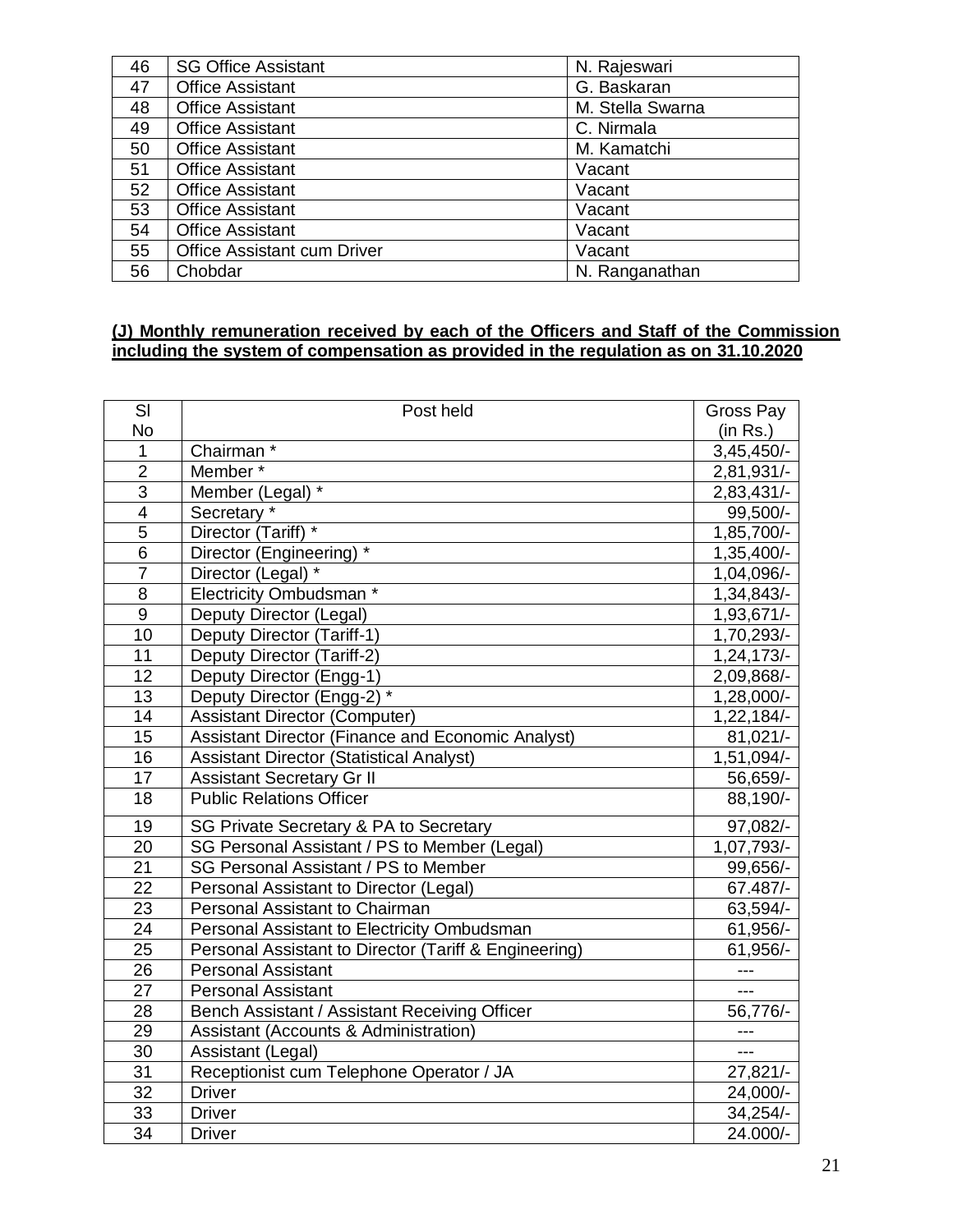| 46 | SG Office Assistant | N. Rajeswari |
|---|---|---|
| 47 | Office Assistant | G. Baskaran |
| 48 | Office Assistant | M. Stella Swarna |
| 49 | Office Assistant | C. Nirmala |
| 50 | Office Assistant | M. Kamatchi |
| 51 | Office Assistant | Vacant |
| 52 | Office Assistant | Vacant |
| 53 | Office Assistant | Vacant |
| 54 | Office Assistant | Vacant |
| 55 | Office Assistant cum Driver | Vacant |
| 56 | Chobdar | N. Ranganathan |

**(J) Monthly remuneration received by each of the Officers and Staff of the Commission including the system of compensation as provided in the regulation as on 31.10.2020**

| Sl No | Post held | Gross Pay (in Rs.) |
|---|---|---|
| 1 | Chairman * | 3,45,450/- |
| 2 | Member * | 2,81,931/- |
| 3 | Member (Legal) * | 2,83,431/- |
| 4 | Secretary * | 99,500/- |
| 5 | Director (Tariff) * | 1,85,700/- |
| 6 | Director (Engineering) * | 1,35,400/- |
| 7 | Director (Legal) * | 1,04,096/- |
| 8 | Electricity Ombudsman * | 1,34,843/- |
| 9 | Deputy Director (Legal) | 1,93,671/- |
| 10 | Deputy Director (Tariff-1) | 1,70,293/- |
| 11 | Deputy Director (Tariff-2) | 1,24,173/- |
| 12 | Deputy Director (Engg-1) | 2,09,868/- |
| 13 | Deputy Director (Engg-2) * | 1,28,000/- |
| 14 | Assistant Director (Computer) | 1,22,184/- |
| 15 | Assistant Director (Finance and Economic Analyst) | 81,021/- |
| 16 | Assistant Director (Statistical Analyst) | 1,51,094/- |
| 17 | Assistant Secretary Gr II | 56,659/- |
| 18 | Public Relations Officer | 88,190/- |
| 19 | SG Private Secretary & PA to Secretary | 97,082/- |
| 20 | SG Personal Assistant / PS to Member (Legal) | 1,07,793/- |
| 21 | SG Personal Assistant / PS to Member | 99,656/- |
| 22 | Personal Assistant to Director (Legal) | 67.487/- |
| 23 | Personal Assistant to Chairman | 63,594/- |
| 24 | Personal Assistant to Electricity Ombudsman | 61,956/- |
| 25 | Personal Assistant to Director (Tariff & Engineering) | 61,956/- |
| 26 | Personal Assistant | --- |
| 27 | Personal Assistant | --- |
| 28 | Bench Assistant / Assistant Receiving Officer | 56,776/- |
| 29 | Assistant (Accounts & Administration) | --- |
| 30 | Assistant (Legal) | --- |
| 31 | Receptionist cum Telephone Operator / JA | 27,821/- |
| 32 | Driver | 24,000/- |
| 33 | Driver | 34,254/- |
| 34 | Driver | 24.000/- |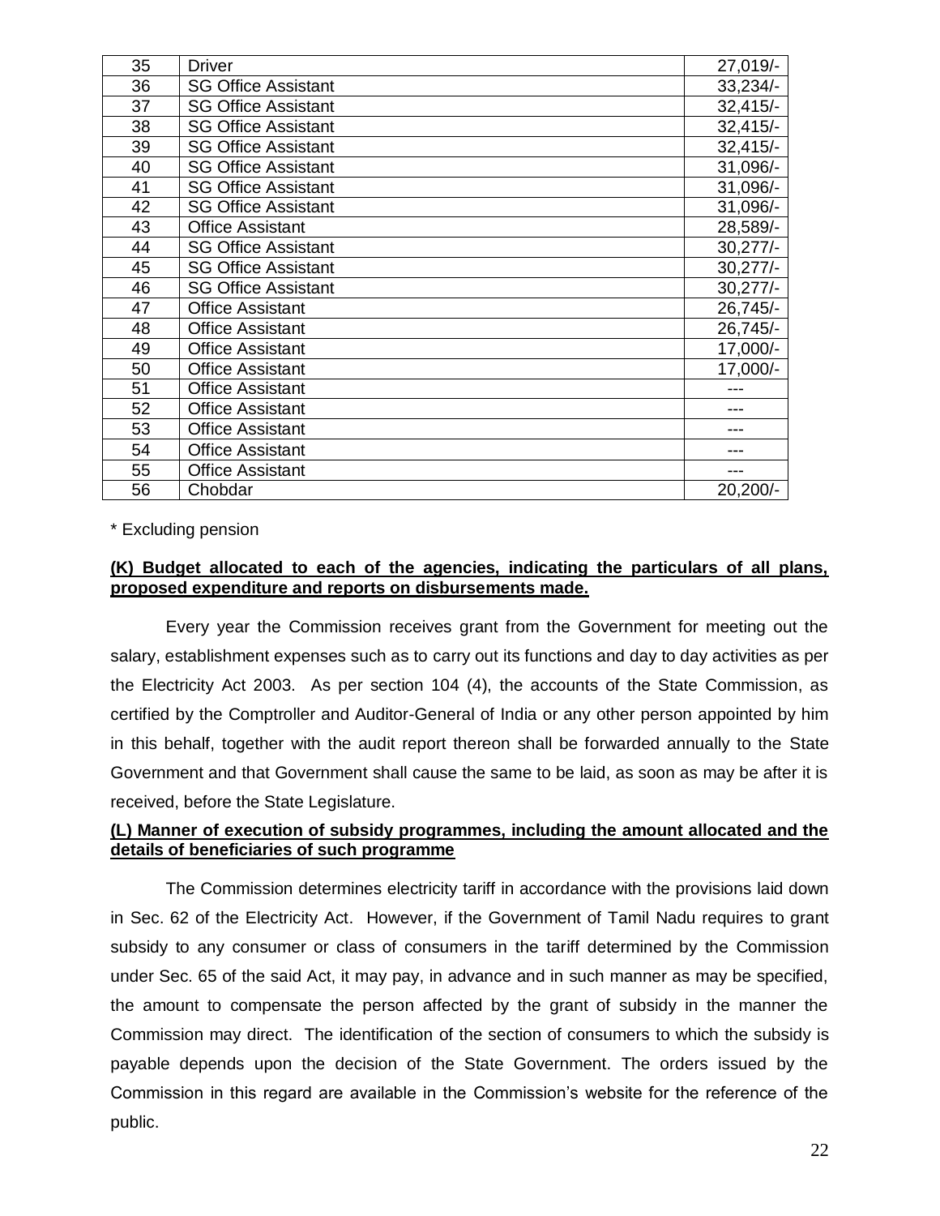| 35 | Driver | 27,019/- |
|---|---|---|
| 36 | SG Office Assistant | 33,234/- |
| 37 | SG Office Assistant | 32,415/- |
| 38 | SG Office Assistant | 32,415/- |
| 39 | SG Office Assistant | 32,415/- |
| 40 | SG Office Assistant | 31,096/- |
| 41 | SG Office Assistant | 31,096/- |
| 42 | SG Office Assistant | 31,096/- |
| 43 | Office Assistant | 28,589/- |
| 44 | SG Office Assistant | 30,277/- |
| 45 | SG Office Assistant | 30,277/- |
| 46 | SG Office Assistant | 30,277/- |
| 47 | Office Assistant | 26,745/- |
| 48 | Office Assistant | 26,745/- |
| 49 | Office Assistant | 17,000/- |
| 50 | Office Assistant | 17,000/- |
| 51 | Office Assistant | --- |
| 52 | Office Assistant | --- |
| 53 | Office Assistant | --- |
| 54 | Office Assistant | --- |
| 55 | Office Assistant | --- |
| 56 | Chobdar | 20,200/- |

\* Excluding pension

**(K) Budget allocated to each of the agencies, indicating the particulars of all plans, proposed expenditure and reports on disbursements made.**

Every year the Commission receives grant from the Government for meeting out the salary, establishment expenses such as to carry out its functions and day to day activities as per the Electricity Act 2003. As per section 104 (4), the accounts of the State Commission, as certified by the Comptroller and Auditor-General of India or any other person appointed by him in this behalf, together with the audit report thereon shall be forwarded annually to the State Government and that Government shall cause the same to be laid, as soon as may be after it is received, before the State Legislature.

**(L) Manner of execution of subsidy programmes, including the amount allocated and the details of beneficiaries of such programme**

The Commission determines electricity tariff in accordance with the provisions laid down in Sec. 62 of the Electricity Act. However, if the Government of Tamil Nadu requires to grant subsidy to any consumer or class of consumers in the tariff determined by the Commission under Sec. 65 of the said Act, it may pay, in advance and in such manner as may be specified, the amount to compensate the person affected by the grant of subsidy in the manner the Commission may direct. The identification of the section of consumers to which the subsidy is payable depends upon the decision of the State Government. The orders issued by the Commission in this regard are available in the Commission's website for the reference of the public.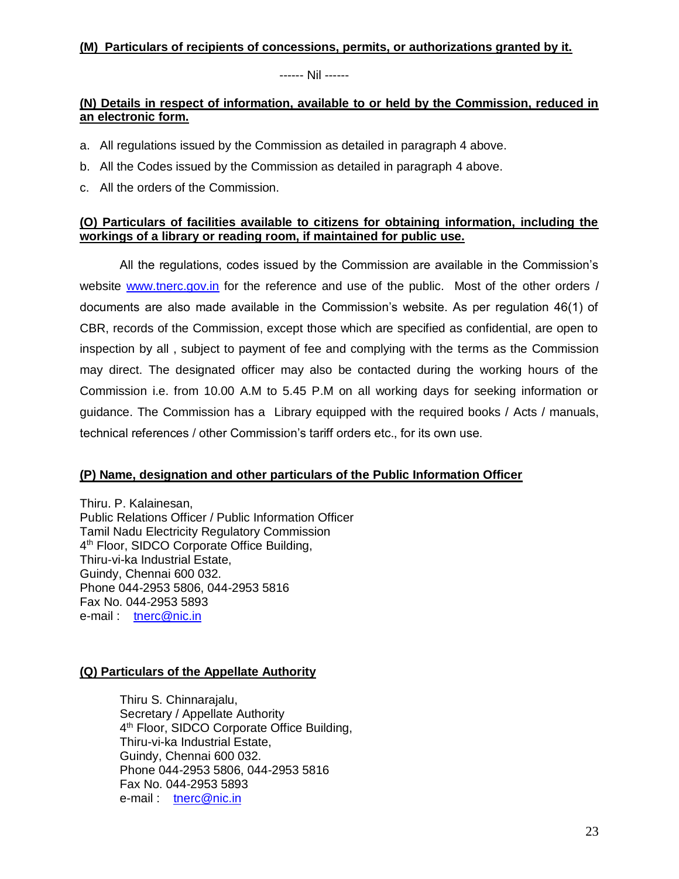**(M) Particulars of recipients of concessions, permits, or authorizations granted by it.**

------ Nil ------

**(N) Details in respect of information, available to or held by the Commission, reduced in an electronic form.**

a. All regulations issued by the Commission as detailed in paragraph 4 above.

b. All the Codes issued by the Commission as detailed in paragraph 4 above.

c. All the orders of the Commission.

**(O) Particulars of facilities available to citizens for obtaining information, including the workings of a library or reading room, if maintained for public use.**

All the regulations, codes issued by the Commission are available in the Commission's website www.tnerc.gov.in for the reference and use of the public. Most of the other orders / documents are also made available in the Commission's website. As per regulation 46(1) of CBR, records of the Commission, except those which are specified as confidential, are open to inspection by all , subject to payment of fee and complying with the terms as the Commission may direct. The designated officer may also be contacted during the working hours of the Commission i.e. from 10.00 A.M to 5.45 P.M on all working days for seeking information or guidance. The Commission has a Library equipped with the required books / Acts / manuals, technical references / other Commission's tariff orders etc., for its own use.

**(P) Name, designation and other particulars of the Public Information Officer**

Thiru. P. Kalainesan,
Public Relations Officer / Public Information Officer
Tamil Nadu Electricity Regulatory Commission
4th Floor, SIDCO Corporate Office Building,
Thiru-vi-ka Industrial Estate,
Guindy, Chennai 600 032.
Phone 044-2953 5806, 044-2953 5816
Fax No. 044-2953 5893
e-mail : tnerc@nic.in

**(Q) Particulars of the Appellate Authority**

Thiru S. Chinnarajalu,
Secretary / Appellate Authority
4th Floor, SIDCO Corporate Office Building,
Thiru-vi-ka Industrial Estate,
Guindy, Chennai 600 032.
Phone 044-2953 5806, 044-2953 5816
Fax No. 044-2953 5893
e-mail : tnerc@nic.in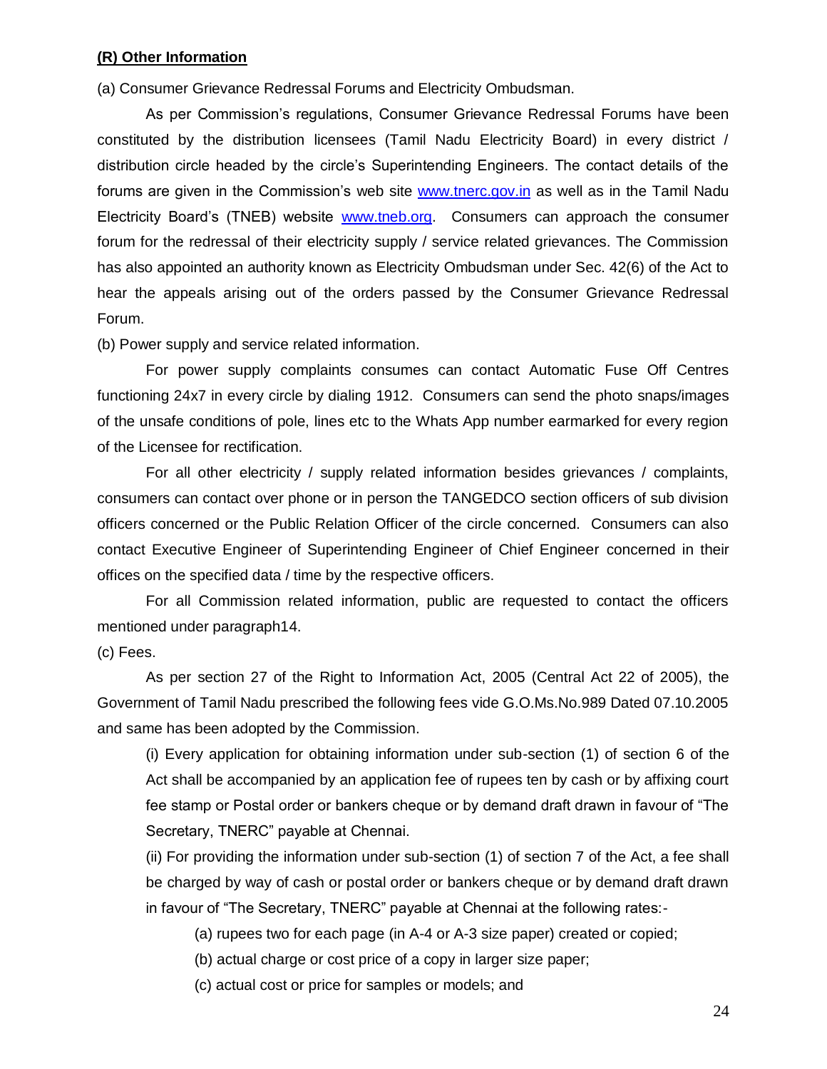**(R) Other Information**

(a) Consumer Grievance Redressal Forums and Electricity Ombudsman.

As per Commission's regulations, Consumer Grievance Redressal Forums have been constituted by the distribution licensees (Tamil Nadu Electricity Board) in every district / distribution circle headed by the circle's Superintending Engineers. The contact details of the forums are given in the Commission's web site www.tnerc.gov.in as well as in the Tamil Nadu Electricity Board's (TNEB) website www.tneb.org. Consumers can approach the consumer forum for the redressal of their electricity supply / service related grievances. The Commission has also appointed an authority known as Electricity Ombudsman under Sec. 42(6) of the Act to hear the appeals arising out of the orders passed by the Consumer Grievance Redressal Forum.

(b) Power supply and service related information.

For power supply complaints consumes can contact Automatic Fuse Off Centres functioning 24x7 in every circle by dialing 1912. Consumers can send the photo snaps/images of the unsafe conditions of pole, lines etc to the Whats App number earmarked for every region of the Licensee for rectification.

For all other electricity / supply related information besides grievances / complaints, consumers can contact over phone or in person the TANGEDCO section officers of sub division officers concerned or the Public Relation Officer of the circle concerned. Consumers can also contact Executive Engineer of Superintending Engineer of Chief Engineer concerned in their offices on the specified data / time by the respective officers.

For all Commission related information, public are requested to contact the officers mentioned under paragraph14.

(c) Fees.

As per section 27 of the Right to Information Act, 2005 (Central Act 22 of 2005), the Government of Tamil Nadu prescribed the following fees vide G.O.Ms.No.989 Dated 07.10.2005 and same has been adopted by the Commission.

(i) Every application for obtaining information under sub-section (1) of section 6 of the Act shall be accompanied by an application fee of rupees ten by cash or by affixing court fee stamp or Postal order or bankers cheque or by demand draft drawn in favour of "The Secretary, TNERC" payable at Chennai.

(ii) For providing the information under sub-section (1) of section 7 of the Act, a fee shall be charged by way of cash or postal order or bankers cheque or by demand draft drawn in favour of "The Secretary, TNERC" payable at Chennai at the following rates:-

(a) rupees two for each page (in A-4 or A-3 size paper) created or copied;

(b) actual charge or cost price of a copy in larger size paper;

(c) actual cost or price for samples or models; and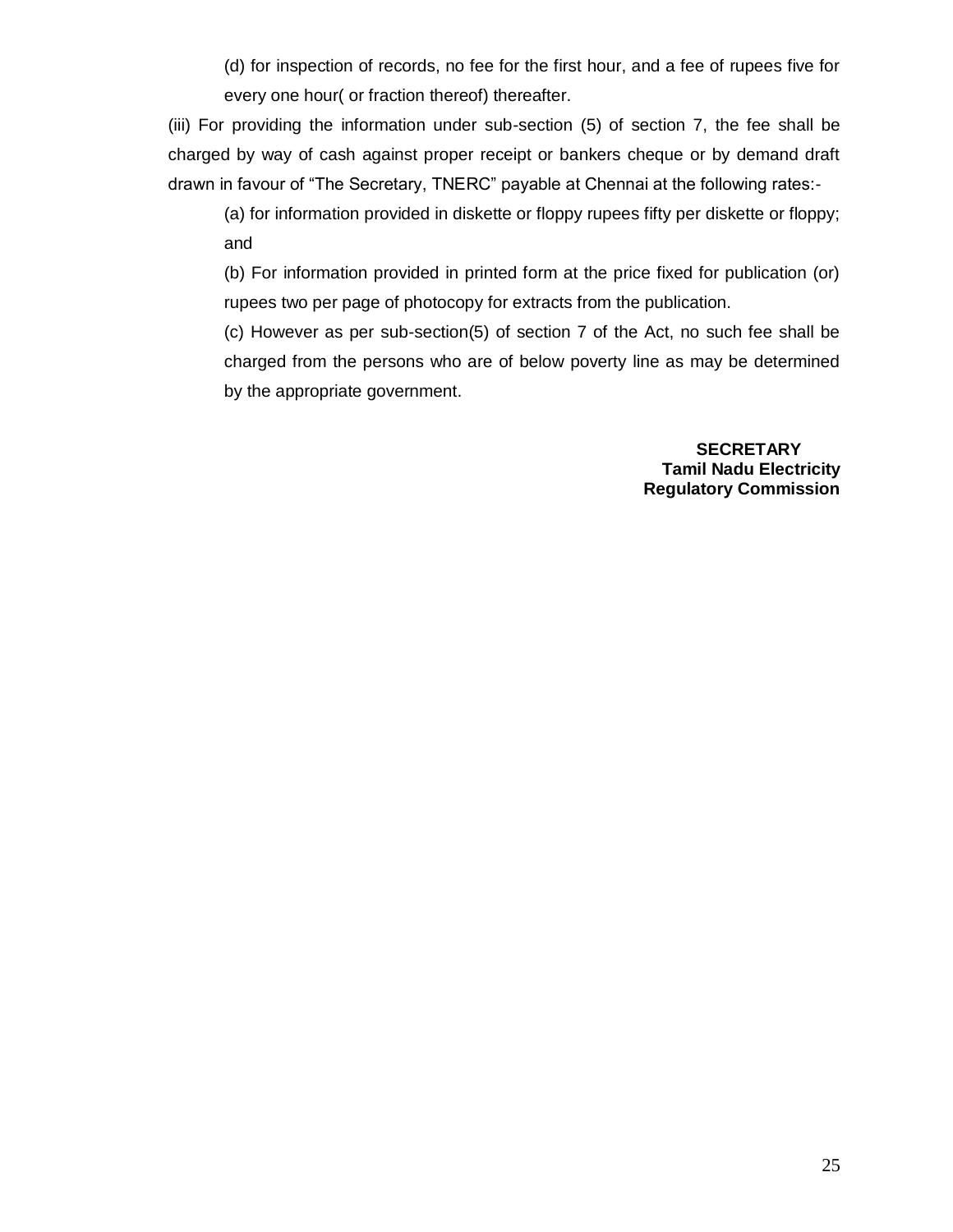(d) for inspection of records, no fee for the first hour, and a fee of rupees five for every one hour( or fraction thereof) thereafter.

(iii) For providing the information under sub-section (5) of section 7, the fee shall be charged by way of cash against proper receipt or bankers cheque or by demand draft drawn in favour of "The Secretary, TNERC" payable at Chennai at the following rates:-

(a) for information provided in diskette or floppy rupees fifty per diskette or floppy; and

(b) For information provided in printed form at the price fixed for publication (or) rupees two per page of photocopy for extracts from the publication.

(c) However as per sub-section(5) of section 7 of the Act, no such fee shall be charged from the persons who are of below poverty line as may be determined by the appropriate government.

**SECRETARY**
**Tamil Nadu Electricity**
**Regulatory Commission**